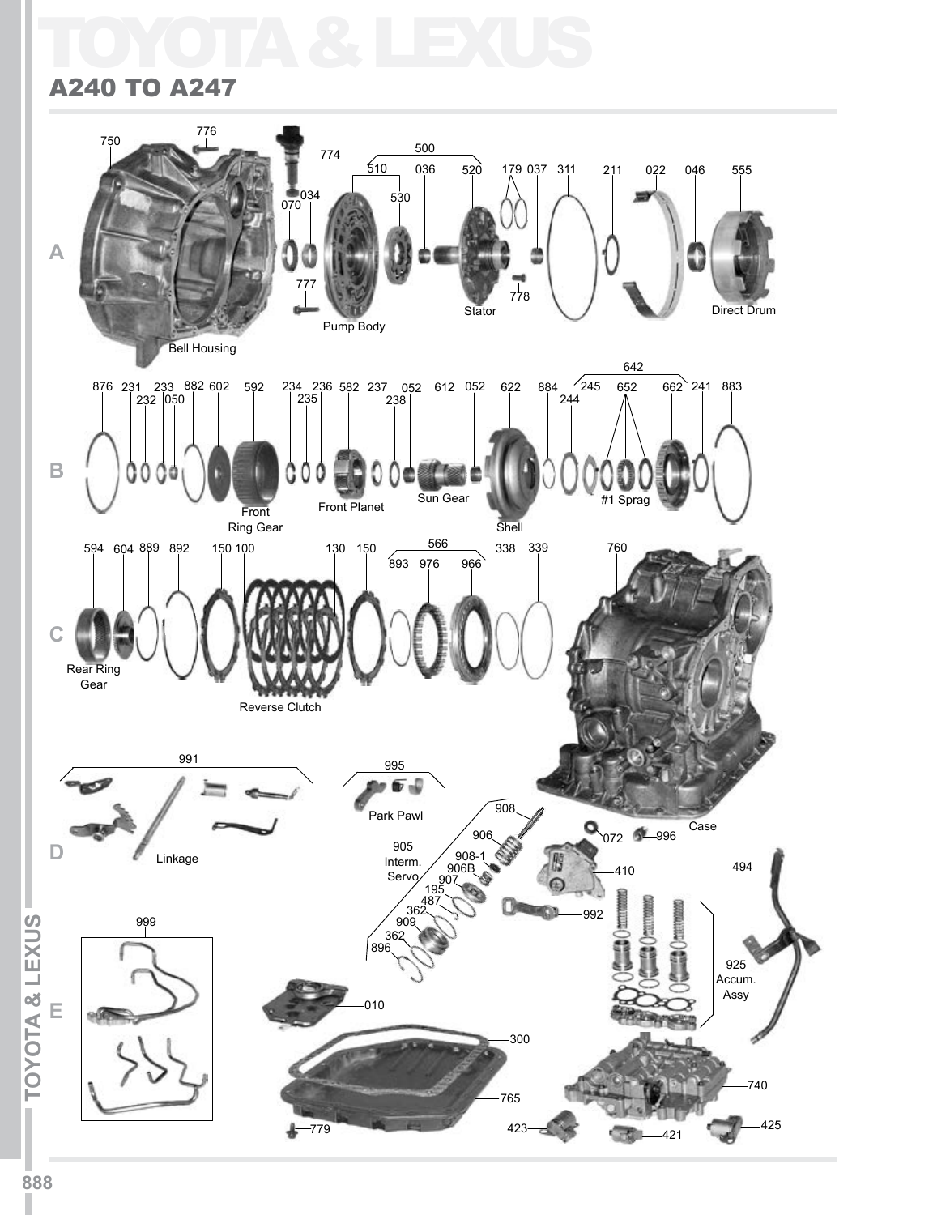# TOYOTA & LEXUS

## A240 TO A247

750 776 774 070 034 500 510 036 520 530 179 037 311 211 022 046 555 777 778

Bell Housing

Pump Body

Stator

Direct Drum

876 231 232 233 050 882 602 592 234 235 236 582 237 238 052 612 052 622 884 244 245 642 652 662 241 883

Front Ring Gear

Front Planet

Sun Gear

Shell

#1 Sprag

594 604 889 892 150 100 130 150 566 893 976 966 338 339 760

Rear Ring Gear

Reverse Clutch

991

Linkage

995

Park Pawl

908 906 905 Interm. Servo 908-1 906B 907 195 487 362 909 362 896

072 996 Case

410

992

494

925 Accum. Assy

999

010

300

765

779

740

423 421 425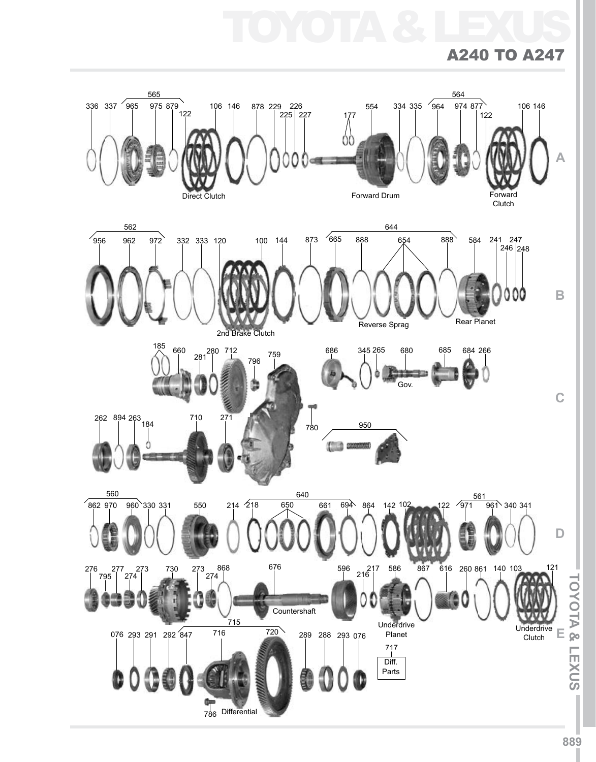# A240 TO A247

565

336 337 965 975 879 122 106 146 878 229 225 226 227 177 554 334 335 964 974 877 122 106 146

564

Direct Clutch

Forward Drum

Forward Clutch

562

956 962 972 332 333 120 100 144 873 665 888 654 888 584 241 246 247 248

644

2nd Brake Clutch

Reverse Sprag

Rear Planet

185 660 281 280 712 796 759 686 345 265 680 685 684 266

Gov.

262 894 263 184 710 271 780 950

560

862 970 960 330 331 550 214 218 650 661 694 864 142 102 122 971 961 340 341

640

561

276 795 277 274 273 730 273 274 868 676 596 216 217 586 867 616 260 861 140 103 121

Countershaft

Underdrive Planet

Underdrive Clutch

715

076 293 291 292 847 716 720 289 288 293 076

717

Diff. Parts

786 Differential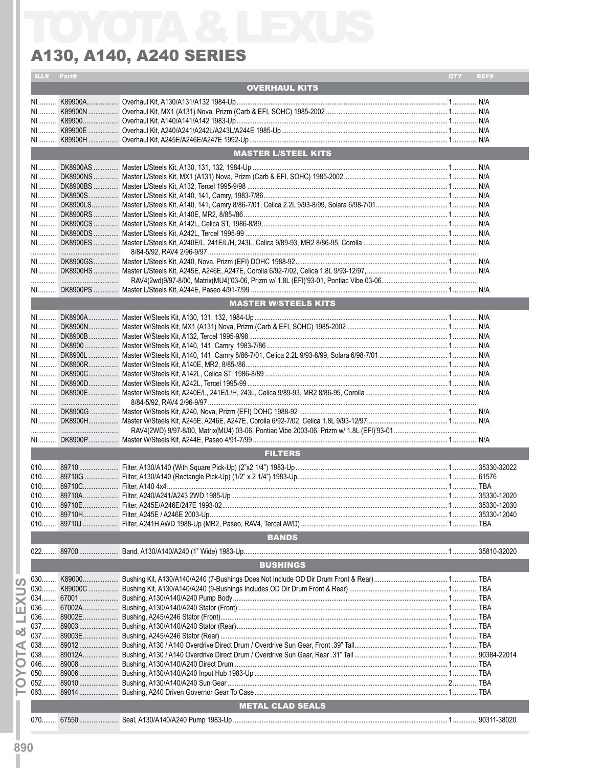# TOYOTA & LEXUS

## A130, A140, A240 SERIES

| ILL# | Part# | | QTY | REF# |
|---|---|---|---|---|
| | | **OVERHAUL KITS** | | |
| NI | K89900A | Overhaul Kit, A130/A131/A132 1984-Up | 1 | N/A |
| NI | K89900N | Overhaul Kit, MX1 (A131) Nova, Prizm (Carb & EFI, SOHC) 1985-2002 | 1 | N/A |
| NI | K89900 | Overhaul Kit, A140/A141/A142 1983-Up | 1 | N/A |
| NI | K89900E | Overhaul Kit, A240/A241/A242L/A243L/A244E 1985-Up | 1 | N/A |
| NI | K89900H | Overhaul Kit, A245E/A246E/A247E 1992-Up | 1 | N/A |
| | | **MASTER L/STEEL KITS** | | |
| NI | DK8900AS | Master L/Steels Kit, A130, 131, 132, 1984-Up | 1 | N/A |
| NI | DK8900NS | Master L/Steels Kit, MX1 (A131) Nova, Prizm (Carb & EFI, SOHC) 1985-2002 | 1 | N/A |
| NI | DK8900BS | Master L/Steels Kit, A132, Tercel 1995-9/98 | 1 | N/A |
| NI | DK8900S | Master L/Steels Kit, A140, 141, Camry, 1983-7/86 | 1 | N/A |
| NI | DK8900LS | Master L/Steels Kit, A140, 141, Camry 8/86-7/01, Celica 2.2L 9/93-8/99, Solara 6/98-7/01 | 1 | N/A |
| NI | DK8900RS | Master L/Steels Kit, A140E, MR2, 8/85-/86 | 1 | N/A |
| NI | DK8900CS | Master L/Steels Kit, A142L, Celica ST, 1986-8/89 | 1 | N/A |
| NI | DK8900DS | Master L/Steels Kit, A242L, Tercel 1995-99 | 1 | N/A |
| NI | DK8900ES | Master L/Steels Kit, A240E/L, 241E/L/H, 243L, Celica 9/89-93, MR2 8/86-95, Corolla 8/84-5/92, RAV4 2/96-9/97 | 1 | N/A |
| NI | DK8900GS | Master L/Steels Kit, A240, Nova, Prizm (EFI) DOHC 1988-92 | 1 | N/A |
| NI | DK8900HS | Master L/Steels Kit, A245E, A246E, A247E, Corolla 6/92-7/02, Celica 1.8L 9/93-12/97, RAV4(2wd)9/97-8/00, Matrix(MU4)'03-06, Prizm w/ 1.8L (EFI)'93-01, Pontiac Vibe 03-06. | 1 | N/A |
| NI | DK8900PS | Master L/Steels Kit, A244E, Paseo 4/91-7/99 | 1 | N/A |
| | | **MASTER W/STEELS KITS** | | |
| NI | DK8900A | Master W/Steels Kit, A130, 131, 132, 1984-Up | 1 | N/A |
| NI | DK8900N | Master W/Steels Kit, MX1 (A131) Nova, Prizm (Carb & EFI, SOHC) 1985-2002 | 1 | N/A |
| NI | DK8900B | Master W/Steels Kit, A132, Tercel 1995-9/98 | 1 | N/A |
| NI | DK8900 | Master W/Steels Kit, A140, 141, Camry, 1983-7/86 | 1 | N/A |
| NI | DK8900L | Master W/Steels Kit, A140, 141, Camry 8/86-7/01, Celica 2.2L 9/93-8/99, Solara 6/98-7/01 | 1 | N/A |
| NI | DK8900R | Master W/Steels Kit, A140E, MR2, 8/85-/86 | 1 | N/A |
| NI | DK8900C | Master W/Steels Kit, A142L, Celica ST, 1986-8/89 | 1 | N/A |
| NI | DK8900D | Master W/Steels Kit, A242L, Tercel 1995-99 | 1 | N/A |
| NI | DK8900E | Master W/Steels Kit, A240E/L, 241E/L/H, 243L, Celica 9/89-93, MR2 8/86-95, Corolla 8/84-5/92, RAV4 2/96-9/97 | 1 | N/A |
| NI | DK8900G | Master W/Steels Kit, A240, Nova, Prizm (EFI) DOHC 1988-92 | 1 | N/A |
| NI | DK8900H | Master W/Steels Kit, A245E, A246E, A247E, Corolla 6/92-7/02, Celica 1.8L 9/93-12/97, RAV4(2WD) 9/97-8/00, Matrix(MU4) 03-06, Pontiac Vibe 2003-06, Prizm w/ 1.8L (EFI)'93-01 | 1 | N/A |
| NI | DK8900P | Master W/Steels Kit, A244E, Paseo 4/91-7/99 | 1 | N/A |
| | | **FILTERS** | | |
| 010 | 89710 | Filter, A130/A140 (With Square Pick-Up) (2"x2 1/4") 1983-Up | 1 | 35330-32022 |
| 010 | 89710G | Filter, A130/A140 (Rectangle Pick-Up) (1/2" x 2 1/4") 1983-Up | 1 | 61576 |
| 010 | 89710C | Filter, A140 4x4 | 1 | TBA |
| 010 | 89710A | Filter, A240/A241/A243 2WD 1985-Up | 1 | 35330-12020 |
| 010 | 89710E | Filter, A245E/A246E/247E 1993-02 | 1 | 35330-12030 |
| 010 | 89710H | Filter, A245E / A246E 2003-Up | 1 | 35330-12040 |
| 010 | 89710J | Filter, A241H AWD 1988-Up (MR2, Paseo, RAV4, Tercel AWD) | 1 | TBA |
| | | **BANDS** | | |
| 022 | 89700 | Band, A130/A140/A240 (1" Wide) 1983-Up | 1 | 35810-32020 |
| | | **BUSHINGS** | | |
| 030 | K89000 | Bushing Kit, A130/A140/A240 (7-Bushings Does Not Include OD Dir Drum Front & Rear) | 1 | TBA |
| 030 | K89000C | Bushing Kit, A130/A140/A240 (9-Bushings Includes OD Dir Drum Front & Rear) | 1 | TBA |
| 034 | 67001 | Bushing, A130/A140/A240 Pump Body | 1 | TBA |
| 036 | 67002A | Bushing, A130/A140/A240 Stator (Front) | 1 | TBA |
| 036 | 89002E | Bushing, A245/A246 Stator (Front) | 1 | TBA |
| 037 | 89003 | Bushing, A130/A140/A240 Stator (Rear) | 1 | TBA |
| 037 | 89003E | Bushing, A245/A246 Stator (Rear) | 1 | TBA |
| 038 | 89012 | Bushing, A130 / A140 Overdrive Direct Drum / Overdrive Sun Gear, Front .39" Tall | 1 | TBA |
| 038 | 89012A | Bushing, A130 / A140 Overdrive Direct Drum / Overdrive Sun Gear, Rear .31" Tall | 1 | 90384-22014 |
| 046 | 89008 | Bushing, A130/A140/A240 Direct Drum | 1 | TBA |
| 050 | 89006 | Bushing, A130/A140/A240 Input Hub 1983-Up | 1 | TBA |
| 052 | 89010 | Bushing, A130/A140/A240 Sun Gear | 2 | TBA |
| 063 | 89014 | Bushing, A240 Driven Governor Gear To Case | 1 | TBA |
| | | **METAL CLAD SEALS** | | |
| 070 | 67550 | Seal, A130/A140/A240 Pump 1983-Up | 1 | 90311-38020 |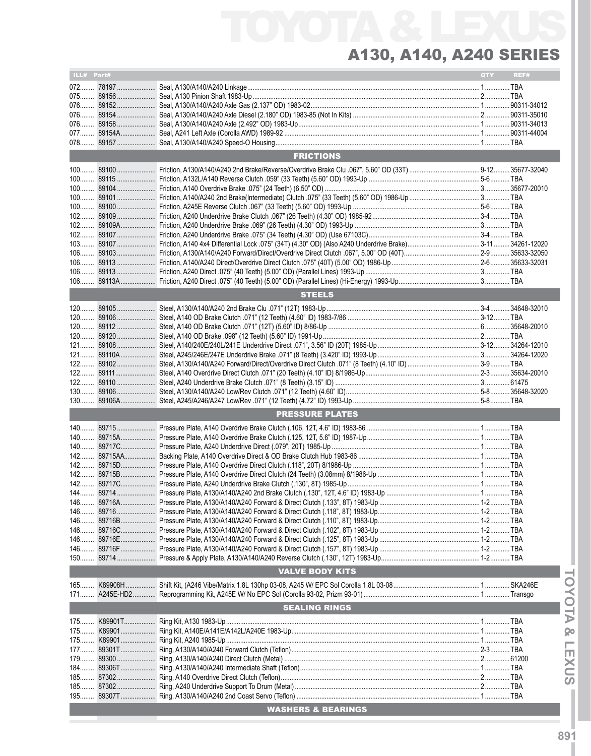# TOYOTA & LEXUS

## A130, A140, A240 SERIES

| ILL# | Part# | | QTY | REF# |
|---|---|---|---|---|
| 072 | 78197 | Seal, A130/A140/A240 Linkage | 1 | TBA |
| 075 | 89156 | Seal, A130 Pinion Shaft 1983-Up | 2 | TBA |
| 076 | 89152 | Seal, A130/A140/A240 Axle Gas (2.137" OD) 1983-02 | 1 | 90311-34012 |
| 076 | 89154 | Seal, A130/A140/A240 Axle Diesel (2.180" OD) 1983-85 (Not In Kits) | 2 | 90311-35010 |
| 076 | 89158 | Seal, A130/A140/A240 Axle (2.492" OD) 1983-Up | 1 | 90311-34013 |
| 077 | 89154A | Seal, A241 Left Axle (Corolla AWD) 1989-92 | 1 | 90311-44004 |
| 078 | 89157 | Seal, A130/A140/A240 Speed-O Housing | 1 | TBA |
| | | **FRICTIONS** | | |
| 100 | 89100 | Friction, A130/A140/A240 2nd Brake/Reverse/Overdrive Brake Clu .067", 5.60" OD (33T) | 9-12 | 35677-32040 |
| 100 | 89115 | Friction, A132L/A140 Reverse Clutch .059" (33 Teeth) (5.60" OD) 1993-Up | 5-6 | TBA |
| 100 | 89104 | Friction, A140 Overdrive Brake .075" (24 Teeth) (6.50" OD) | 3 | 35677-20010 |
| 100 | 89101 | Friction, A140/A240 2nd Brake(Intermediate) Clutch .075" (33 Teeth) (5.60" OD) 1986-Up | 3 | TBA |
| 100 | 89100 | Friction, A245E Reverse Clutch .067" (33 Teeth) (5.60" OD) 1993-Up | 5-6 | TBA |
| 102 | 89109 | Friction, A240 Underdrive Brake Clutch .067" (26 Teeth) (4.30" OD) 1985-92 | 3-4 | TBA |
| 102 | 89109A | Friction, A240 Underdrive Brake .069" (26 Teeth) (4.30" OD) 1993-Up | 3 | TBA |
| 102 | 89107 | Friction, A240 Underdrive Brake .075" (34 Teeth) (4.30" OD) (Use 67103C) | 3-4 | TBA |
| 103 | 89107 | Friction, A140 4x4 Differential Lock .075" (34T) (4.30" OD) (Also A240 Underdrive Brake) | 3-11 | 34261-12020 |
| 106 | 89103 | Friction, A130/A140/A240 Forward/Direct/Overdrive Direct Clutch .067", 5.00" OD (40T) | 2-9 | 35633-32050 |
| 106 | 89113 | Friction, A140/A240 Direct/Overdrive Direct Clutch .075" (40T) (5.00" OD) 1986-Up | 2-6 | 35633-32031 |
| 106 | 89113 | Friction, A240 Direct .075" (40 Teeth) (5.00" OD) (Parallel Lines) 1993-Up | 3 | TBA |
| 106 | 89113A | Friction, A240 Direct .075" (40 Teeth) (5.00" OD) (Parallel Lines) (Hi-Energy) 1993-Up | 3 | TBA |
| | | **STEELS** | | |
| 120 | 89105 | Steel, A130/A140/A240 2nd Brake Clu .071" (12T) 1983-Up | 3-4 | 34648-32010 |
| 120 | 89106 | Steel, A140 OD Brake Clutch .071" (12 Teeth) (4.60" ID) 1983-7/86 | 3-12 | TBA |
| 120 | 89112 | Steel, A140 OD Brake Clutch .071" (12T) (5.60" ID) 8/86-Up | 6 | 35648-20010 |
| 120 | 89120 | Steel, A140 OD Brake .098" (12 Teeth) (5.60" ID) 1991-Up | 2 | TBA |
| 121 | 89108 | Steel, A140/240E/240L/241E Underdrive Direct .071", 3.56" ID (20T) 1985-Up | 3-12 | 34264-12010 |
| 121 | 89110A | Steel, A245/246E/247E Underdrive Brake .071" (8 Teeth) (3.420" ID) 1993-Up | 3 | 34264-12020 |
| 122 | 89102 | Steel, A130/A140/A240 Forward/Direct/Overdrive Direct Clutch .071" (8 Teeth) (4.10" ID) | 3-9 | TBA |
| 122 | 89111 | Steel, A140 Overdrive Direct Clutch .071" (20 Teeth) (4.10" ID) 8/1986-Up | 2-3 | 35634-20010 |
| 122 | 89110 | Steel, A240 Underdrive Brake Clutch .071" (8 Teeth) (3.15" ID) | 3 | 61475 |
| 130 | 89106 | Steel, A130/A140/A240 Low/Rev Clutch .071" (12 Teeth) (4.60" ID) | 5-8 | 35648-32020 |
| 130 | 89106A | Steel, A245/A246/A247 Low/Rev .071" (12 Teeth) (4.72" ID) 1993-Up | 5-8 | TBA |
| | | **PRESSURE PLATES** | | |
| 140 | 89715 | Pressure Plate, A140 Overdrive Brake Clutch (.106, 12T, 4.6" ID) 1983-86 | 1 | TBA |
| 140 | 89715A | Pressure Plate, A140 Overdrive Brake Clutch (.125, 12T, 5.6" ID) 1987-Up | 1 | TBA |
| 140 | 89717C | Pressure Plate, A240 Underdrive Direct (.079", 20T) 1985-Up | 1 | TBA |
| 142 | 89715AA | Backing Plate, A140 Overdrive Direct & OD Brake Clutch Hub 1983-86 | 1 | TBA |
| 142 | 89715D | Pressure Plate, A140 Overdrive Direct Clutch (.118", 20T) 8/1986-Up | 1 | TBA |
| 142 | 89715B | Pressure Plate, A140 Overdrive Direct Clutch (24 Teeth) (3.08mm) 8/1986-Up | 1 | TBA |
| 142 | 89717C | Pressure Plate, A240 Underdrive Brake Clutch (.130", 8T) 1985-Up | 1 | TBA |
| 144 | 89714 | Pressure Plate, A130/A140/A240 2nd Brake Clutch (.130", 12T, 4.6" ID) 1983-Up | 1 | TBA |
| 146 | 89716A | Pressure Plate, A130/A140/A240 Forward & Direct Clutch (.133", 8T) 1983-Up | 1-2 | TBA |
| 146 | 89716 | Pressure Plate, A130/A140/A240 Forward & Direct Clutch (.118", 8T) 1983-Up | 1-2 | TBA |
| 146 | 89716B | Pressure Plate, A130/A140/A240 Forward & Direct Clutch (.110", 8T) 1983-Up | 1-2 | TBA |
| 146 | 89716C | Pressure Plate, A130/A140/A240 Forward & Direct Clutch (.102", 8T) 1983-Up | 1-2 | TBA |
| 146 | 89716E | Pressure Plate, A130/A140/A240 Forward & Direct Clutch (.125", 8T) 1983-Up | 1-2 | TBA |
| 146 | 89716F | Pressure Plate, A130/A140/A240 Forward & Direct Clutch (.157", 8T) 1983-Up | 1-2 | TBA |
| 150 | 89714 | Pressure & Apply Plate, A130/A140/A240 Reverse Clutch (.130", 12T) 1983-Up | 1-2 | TBA |
| | | **VALVE BODY KITS** | | |
| 165 | K89908H | Shift Kit, (A246 Vibe/Matrix 1.8L 130hp 03-08, A245 W/ EPC Sol Corolla 1.8L 03-08 | 1 | SKA246E |
| 171 | A245E-HD2 | Reprogramming Kit, A245E W/ No EPC Sol (Corolla 93-02, Prizm 93-01) | 1 | Transgo |
| | | **SEALING RINGS** | | |
| 175 | K89901T | Ring Kit, A130 1983-Up | 1 | TBA |
| 175 | K89901 | Ring Kit, A140E/A141E/A142L/A240E 1983-Up | 1 | TBA |
| 175 | K89901 | Ring Kit, A240 1985-Up | 1 | TBA |
| 177 | 89301T | Ring, A130/A140/A240 Forward Clutch (Teflon) | 2-3 | TBA |
| 179 | 89300 | Ring, A130/A140/A240 Direct Clutch (Metal) | 2 | 61200 |
| 184 | 89306T | Ring, A130/A140/A240 Intermediate Shaft (Teflon) | 1 | TBA |
| 185 | 87302 | Ring, A140 Overdrive Direct Clutch (Teflon) | 2 | TBA |
| 185 | 87302 | Ring, A240 Underdrive Support To Drum (Metal) | 2 | TBA |
| 195 | 89307T | Ring, A130/A140/A240 2nd Coast Servo (Teflon) | 1 | TBA |
| | | **WASHERS & BEARINGS** | | |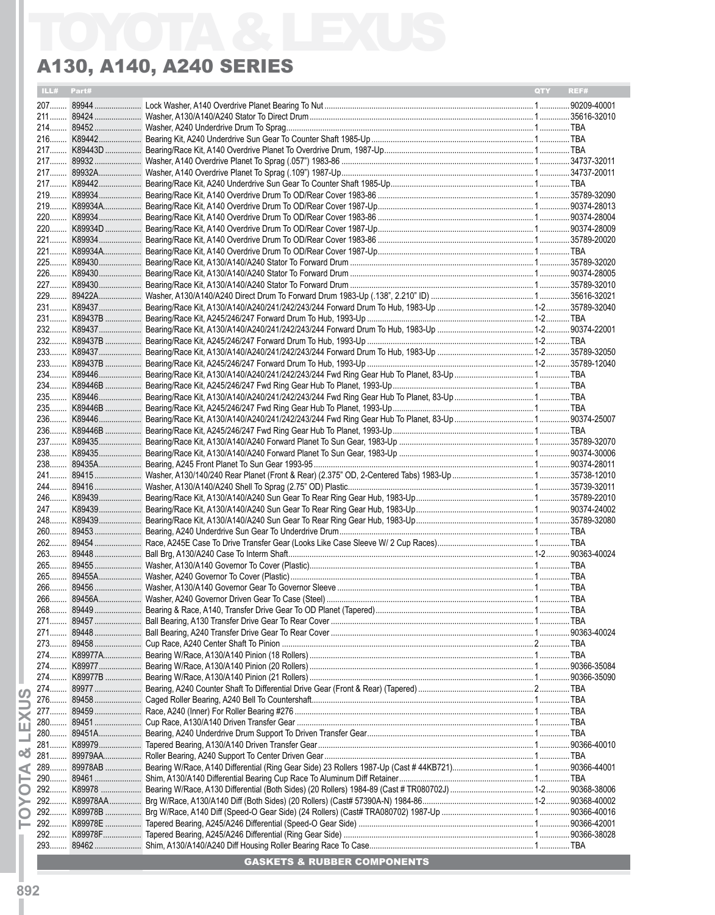# TOYOTA & LEXUS

## A130, A140, A240 SERIES

| ILL# | Part# | | QTY | REF# |
|---|---|---|---|---|
| 207 | 89944 | Lock Washer, A140 Overdrive Planet Bearing To Nut | 1 | 90209-40001 |
| 211 | 89424 | Washer, A130/A140/A240 Stator To Direct Drum | 1 | 35616-32010 |
| 214 | 89452 | Washer, A240 Underdrive Drum To Sprag | 1 | TBA |
| 216 | K89442 | Bearing Kit, A240 Underdrive Sun Gear To Counter Shaft 1985-Up | 1 | TBA |
| 217 | K89443D | Bearing/Race Kit, A140 Overdrive Planet To Overdrive Drum, 1987-Up | 1 | TBA |
| 217 | 89932 | Washer, A140 Overdrive Planet To Sprag (.057") 1983-86 | 1 | 34737-32011 |
| 217 | 89932A | Washer, A140 Overdrive Planet To Sprag (.109") 1987-Up | 1 | 34737-20011 |
| 217 | K89442 | Bearing/Race Kit, A240 Underdrive Sun Gear To Counter Shaft 1985-Up | 1 | TBA |
| 219 | K89934 | Bearing/Race Kit, A140 Overdrive Drum To OD/Rear Cover 1983-86 | 1 | 35789-32090 |
| 219 | K89934A | Bearing/Race Kit, A140 Overdrive Drum To OD/Rear Cover 1987-Up | 1 | 90374-28013 |
| 220 | K89934 | Bearing/Race Kit, A140 Overdrive Drum To OD/Rear Cover 1983-86 | 1 | 90374-28004 |
| 220 | K89934D | Bearing/Race Kit, A140 Overdrive Drum To OD/Rear Cover 1987-Up | 1 | 90374-28009 |
| 221 | K89934 | Bearing/Race Kit, A140 Overdrive Drum To OD/Rear Cover 1983-86 | 1 | 35789-20020 |
| 221 | K89934A | Bearing/Race Kit, A140 Overdrive Drum To OD/Rear Cover 1987-Up | 1 | TBA |
| 225 | K89430 | Bearing/Race Kit, A130/A140/A240 Stator To Forward Drum | 1 | 35789-32020 |
| 226 | K89430 | Bearing/Race Kit, A130/A140/A240 Stator To Forward Drum | 1 | 90374-28005 |
| 227 | K89430 | Bearing/Race Kit, A130/A140/A240 Stator To Forward Drum | 1 | 35789-32010 |
| 229 | 89422A | Washer, A130/A140/A240 Direct Drum To Forward Drum 1983-Up (.138", 2.210" ID) | 1 | 35616-32021 |
| 231 | K89437 | Bearing/Race Kit, A130/A140/A240/241/242/243/244 Forward Drum To Hub, 1983-Up | 1-2 | 35789-32040 |
| 231 | K89437B | Bearing/Race Kit, A245/246/247 Forward Drum To Hub, 1993-Up | 1-2 | TBA |
| 232 | K89437 | Bearing/Race Kit, A130/A140/A240/241/242/243/244 Forward Drum To Hub, 1983-Up | 1-2 | 90374-22001 |
| 232 | K89437B | Bearing/Race Kit, A245/246/247 Forward Drum To Hub, 1993-Up | 1-2 | TBA |
| 233 | K89437 | Bearing/Race Kit, A130/A140/A240/241/242/243/244 Forward Drum To Hub, 1983-Up | 1-2 | 35789-32050 |
| 233 | K89437B | Bearing/Race Kit, A245/246/247 Forward Drum To Hub, 1993-Up | 1-2 | 35789-12040 |
| 234 | K89446 | Bearing/Race Kit, A130/A140/A240/241/242/243/244 Fwd Ring Gear Hub To Planet, 83-Up | 1 | TBA |
| 234 | K89446B | Bearing/Race Kit, A245/246/247 Fwd Ring Gear Hub To Planet, 1993-Up | 1 | TBA |
| 235 | K89446 | Bearing/Race Kit, A130/A140/A240/241/242/243/244 Fwd Ring Gear Hub To Planet, 83-Up | 1 | TBA |
| 235 | K89446B | Bearing/Race Kit, A245/246/247 Fwd Ring Gear Hub To Planet, 1993-Up | 1 | TBA |
| 236 | K89446 | Bearing/Race Kit, A130/A140/A240/241/242/243/244 Fwd Ring Gear Hub To Planet, 83-Up | 1 | 90374-25007 |
| 236 | K89446B | Bearing/Race Kit, A245/246/247 Fwd Ring Gear Hub To Planet, 1993-Up | 1 | TBA |
| 237 | K89435 | Bearing/Race Kit, A130/A140/A240 Forward Planet To Sun Gear, 1983-Up | 1 | 35789-32070 |
| 238 | K89435 | Bearing/Race Kit, A130/A140/A240 Forward Planet To Sun Gear, 1983-Up | 1 | 90374-30006 |
| 238 | 89435A | Bearing, A245 Front Planet To Sun Gear 1993-95 | 1 | 90374-28011 |
| 241 | 89415 | Washer, A130/140/240 Rear Planet (Front & Rear) (2.375" OD, 2-Centered Tabs) 1983-Up | 1 | 35738-12010 |
| 244 | 89416 | Washer, A130/A140/A240 Shell To Sprag (2.75" OD) Plastic | 1 | 35739-32011 |
| 246 | K89439 | Bearing/Race Kit, A130/A140/A240 Sun Gear To Rear Ring Gear Hub, 1983-Up | 1 | 35789-22010 |
| 247 | K89439 | Bearing/Race Kit, A130/A140/A240 Sun Gear To Rear Ring Gear Hub, 1983-Up | 1 | 90374-24002 |
| 248 | K89439 | Bearing/Race Kit, A130/A140/A240 Sun Gear To Rear Ring Gear Hub, 1983-Up | 1 | 35789-32080 |
| 260 | 89453 | Bearing, A240 Underdrive Sun Gear To Underdrive Drum | 1 | TBA |
| 262 | 89454 | Race, A245E Case To Drive Transfer Gear (Looks Like Case Sleeve W/ 2 Cup Races) | 1 | TBA |
| 263 | 89448 | Ball Brg, A130/A240 Case To Interm Shaft | 1-2 | 90363-40024 |
| 265 | 89455 | Washer, A130/A140 Governor To Cover (Plastic) | 1 | TBA |
| 265 | 89455A | Washer, A240 Governor To Cover (Plastic) | 1 | TBA |
| 266 | 89456 | Washer, A130/A140 Governor Gear To Governor Sleeve | 1 | TBA |
| 266 | 89456A | Washer, A240 Governor Driven Gear To Case (Steel) | 1 | TBA |
| 268 | 89449 | Bearing & Race, A140, Transfer Drive Gear To OD Planet (Tapered) | 1 | TBA |
| 271 | 89457 | Ball Bearing, A130 Transfer Drive Gear To Rear Cover | 1 | TBA |
| 271 | 89448 | Ball Bearing, A240 Transfer Drive Gear To Rear Cover | 1 | 90363-40024 |
| 273 | 89458 | Cup Race, A240 Center Shaft To Pinion | 2 | TBA |
| 274 | K89977A | Bearing W/Race, A130/A140 Pinion (18 Rollers) | 1 | TBA |
| 274 | K89977 | Bearing W/Race, A130/A140 Pinion (20 Rollers) | 1 | 90366-35084 |
| 274 | K89977B | Bearing W/Race, A130/A140 Pinion (21 Rollers) | 1 | 90366-35090 |
| 274 | 89977 | Bearing, A240 Counter Shaft To Differential Drive Gear (Front & Rear) (Tapered) | 2 | TBA |
| 276 | 89458 | Caged Roller Bearing, A240 Bell To Countershaft | 1 | TBA |
| 277 | 89459 | Race, A240 (Inner) For Roller Bearing #276 | 1 | TBA |
| 280 | 89451 | Cup Race, A130/A140 Driven Transfer Gear | 1 | TBA |
| 280 | 89451A | Bearing, A240 Underdrive Drum Support To Driven Transfer Gear | 1 | TBA |
| 281 | K89979 | Tapered Bearing, A130/A140 Driven Transfer Gear | 1 | 90366-40010 |
| 281 | 89979AA | Roller Bearing, A240 Support To Center Driven Gear | 1 | TBA |
| 289 | 89978AB | Bearing W/Race, A140 Differential (Ring Gear Side) 23 Rollers 1987-Up (Cast # 44KB721) | 1 | 90366-44001 |
| 290 | 89461 | Shim, A130/A140 Differential Bearing Cup Race To Aluminum Diff Retainer | 1 | TBA |
| 292 | K89978 | Bearing W/Race, A130 Differential (Both Sides) (20 Rollers) 1984-89 (Cast # TR080702J) | 1-2 | 90368-38006 |
| 292 | K89978AA | Brg W/Race, A130/A140 Diff (Both Sides) (20 Rollers) (Cast# 57390A-N) 1984-86 | 1-2 | 90368-40002 |
| 292 | K89978B | Brg W/Race, A140 Diff (Speed-O Gear Side) (24 Rollers) (Cast# TRA080702) 1987-Up | 1 | 90366-40016 |
| 292 | K89978E | Tapered Bearing, A245/A246 Differential (Speed-O Gear Side) | 1 | 90366-42001 |
| 292 | K89978F | Tapered Bearing, A245/A246 Differential (Ring Gear Side) | 1 | 90366-38028 |
| 293 | 89462 | Shim, A130/A140/A240 Diff Housing Roller Bearing Race To Case | 1 | TBA |

**GASKETS & RUBBER COMPONENTS**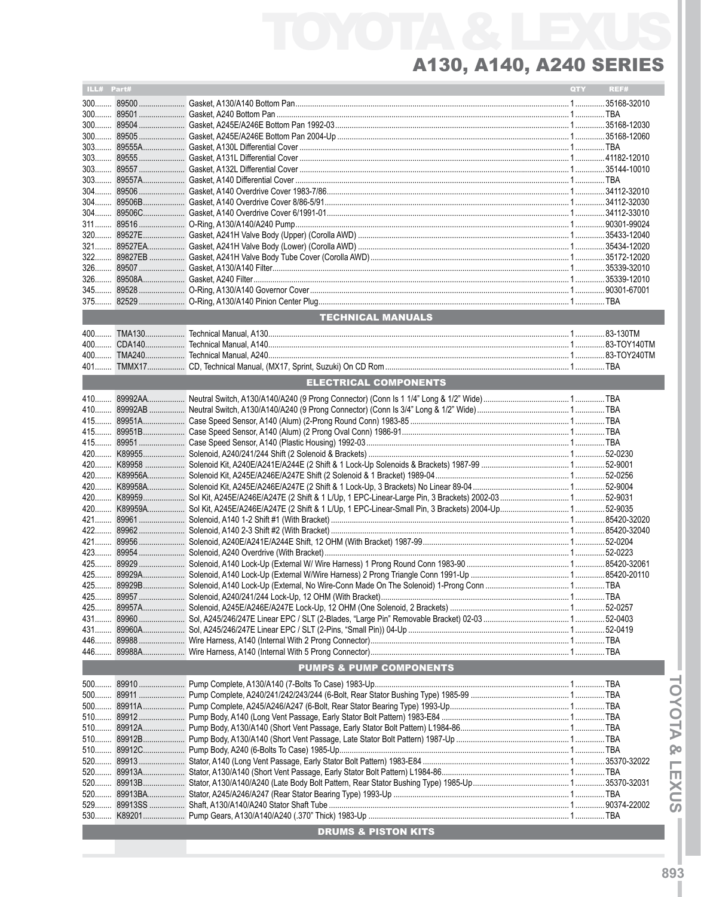# TOYOTA & LEXUS

## A130, A140, A240 SERIES

| ILL# | Part# | Description | QTY | REF# |
|---|---|---|---|---|
| 300 | 89500 | Gasket, A130/A140 Bottom Pan | 1 | 35168-32010 |
| 300 | 89501 | Gasket, A240 Bottom Pan | 1 | TBA |
| 300 | 89504 | Gasket, A245E/A246E Bottom Pan 1992-03 | 1 | 35168-12030 |
| 300 | 89505 | Gasket, A245E/A246E Bottom Pan 2004-Up | 1 | 35168-12060 |
| 303 | 89555A | Gasket, A130L Differential Cover | 1 | TBA |
| 303 | 89555 | Gasket, A131L Differential Cover | 1 | 41182-12010 |
| 303 | 89557 | Gasket, A132L Differential Cover | 1 | 35144-10010 |
| 303 | 89557A | Gasket, A140 Differential Cover | 1 | TBA |
| 304 | 89506 | Gasket, A140 Overdrive Cover 1983-7/86 | 1 | 34112-32010 |
| 304 | 89506B | Gasket, A140 Overdrive Cover 8/86-5/91 | 1 | 34112-32030 |
| 304 | 89506C | Gasket, A140 Overdrive Cover 6/1991-01 | 1 | 34112-33010 |
| 311 | 89516 | O-Ring, A130/A140/A240 Pump | 1 | 90301-99024 |
| 320 | 89527E | Gasket, A241H Valve Body (Upper) (Corolla AWD) | 1 | 35433-12040 |
| 321 | 89527EA | Gasket, A241H Valve Body (Lower) (Corolla AWD) | 1 | 35434-12020 |
| 322 | 89827EB | Gasket, A241H Valve Body Tube Cover (Corolla AWD) | 1 | 35172-12020 |
| 326 | 89507 | Gasket, A130/A140 Filter | 1 | 35339-32010 |
| 326 | 89508A | Gasket, A240 Filter | 1 | 35339-12010 |
| 345 | 89528 | O-Ring, A130/A140 Governor Cover | 1 | 90301-67001 |
| 375 | 82529 | O-Ring, A130/A140 Pinion Center Plug | 1 | TBA |
| | | **TECHNICAL MANUALS** | | |
| 400 | TMA130 | Technical Manual, A130 | 1 | 83-130TM |
| 400 | CDA140 | Technical Manual, A140 | 1 | 83-TOY140TM |
| 400 | TMA240 | Technical Manual, A240 | 1 | 83-TOY240TM |
| 401 | TMMX17 | CD, Technical Manual, (MX17, Sprint, Suzuki) On CD Rom | 1 | TBA |
| | | **ELECTRICAL COMPONENTS** | | |
| 410 | 89992AA | Neutral Switch, A130/A140/A240 (9 Prong Connector) (Conn Is 1 1/4" Long & 1/2" Wide) | 1 | TBA |
| 410 | 89992AB | Neutral Switch, A130/A140/A240 (9 Prong Connector) (Conn Is 3/4" Long & 1/2" Wide) | 1 | TBA |
| 415 | 89951A | Case Speed Sensor, A140 (Alum) (2-Prong Round Conn) 1983-85 | 1 | TBA |
| 415 | 89951B | Case Speed Sensor, A140 (Alum) (2 Prong Oval Conn) 1986-91 | 1 | TBA |
| 415 | 89951 | Case Speed Sensor, A140 (Plastic Housing) 1992-03 | 1 | TBA |
| 420 | K89955 | Solenoid, A240/241/244 Shift (2 Solenoid & Brackets) | 1 | 52-0230 |
| 420 | K89958 | Solenoid Kit, A240E/A241E/A244E (2 Shift & 1 Lock-Up Solenoids & Brackets) 1987-99 | 1 | 52-9001 |
| 420 | K89956A | Solenoid Kit, A245E/A246E/A247E Shift (2 Solenoid & 1 Bracket) 1989-04 | 1 | 52-0256 |
| 420 | K89958A | Solenoid Kit, A245E/A246E/A247E (2 Shift & 1 Lock-Up, 3 Brackets) No Linear 89-04 | 1 | 52-9004 |
| 420 | K89959 | Sol Kit, A245E/A246E/A247E (2 Shift & 1 L/Up, 1 EPC-Linear-Large Pin, 3 Brackets) 2002-03 | 1 | 52-9031 |
| 420 | K89959A | Sol Kit, A245E/A246E/A247E (2 Shift & 1 L/Up, 1 EPC-Linear-Small Pin, 3 Brackets) 2004-Up | 1 | 52-9035 |
| 421 | 89961 | Solenoid, A140 1-2 Shift #1 (With Bracket) | 1 | 85420-32020 |
| 422 | 89962 | Solenoid, A140 2-3 Shift #2 (With Bracket) | 1 | 85420-32040 |
| 421 | 89956 | Solenoid, A240E/A241E/A244E Shift, 12 OHM (With Bracket) 1987-99 | 1 | 52-0204 |
| 423 | 89954 | Solenoid, A240 Overdrive (With Bracket) | 1 | 52-0223 |
| 425 | 89929 | Solenoid, A140 Lock-Up (External W/ Wire Harness) 1 Prong Round Conn 1983-90 | 1 | 85420-32061 |
| 425 | 89929A | Solenoid, A140 Lock-Up (External W/Wire Harness) 2 Prong Triangle Conn 1991-Up | 1 | 85420-20110 |
| 425 | 89929B | Solenoid, A140 Lock-Up (External, No Wire-Conn Made On The Solenoid) 1-Prong Conn | 1 | TBA |
| 425 | 89957 | Solenoid, A240/241/244 Lock-Up, 12 OHM (With Bracket) | 1 | TBA |
| 425 | 89957A | Solenoid, A245E/A246E/A247E Lock-Up, 12 OHM (One Solenoid, 2 Brackets) | 1 | 52-0257 |
| 431 | 89960 | Sol, A245/246/247E Linear EPC / SLT (2-Blades, "Large Pin" Removable Bracket) 02-03 | 1 | 52-0403 |
| 431 | 89960A | Sol, A245/246/247E Linear EPC / SLT (2-Pins, "Small Pin)) 04-Up | 1 | 52-0419 |
| 446 | 89988 | Wire Harness, A140 (Internal With 2 Prong Connector) | 1 | TBA |
| 446 | 89988A | Wire Harness, A140 (Internal With 5 Prong Connector) | 1 | TBA |
| | | **PUMPS & PUMP COMPONENTS** | | |
| 500 | 89910 | Pump Complete, A130/A140 (7-Bolts To Case) 1983-Up | 1 | TBA |
| 500 | 89911 | Pump Complete, A240/241/242/243/244 (6-Bolt, Rear Stator Bushing Type) 1985-99 | 1 | TBA |
| 500 | 89911A | Pump Complete, A245/A246/A247 (6-Bolt, Rear Stator Bearing Type) 1993-Up | 1 | TBA |
| 510 | 89912 | Pump Body, A140 (Long Vent Passage, Early Stator Bolt Pattern) 1983-E84 | 1 | TBA |
| 510 | 89912A | Pump Body, A130/A140 (Short Vent Passage, Early Stator Bolt Pattern) L1984-86 | 1 | TBA |
| 510 | 89912B | Pump Body, A130/A140 (Short Vent Passage, Late Stator Bolt Pattern) 1987-Up | 1 | TBA |
| 510 | 89912C | Pump Body, A240 (6-Bolts To Case) 1985-Up | 1 | TBA |
| 520 | 89913 | Stator, A140 (Long Vent Passage, Early Stator Bolt Pattern) 1983-E84 | 1 | 35370-32022 |
| 520 | 89913A | Stator, A130/A140 (Short Vent Passage, Early Stator Bolt Pattern) L1984-86 | 1 | TBA |
| 520 | 89913B | Stator, A130/A140/A240 (Late Body Bolt Pattern, Rear Stator Bushing Type) 1985-Up | 1 | 35370-32031 |
| 520 | 89913BA | Stator, A245/A246/A247 (Rear Stator Bearing Type) 1993-Up | 1 | TBA |
| 529 | 89913SS | Shaft, A130/A140/A240 Stator Shaft Tube | 1 | 90374-22002 |
| 530 | K89201 | Pump Gears, A130/A140/A240 (.370" Thick) 1983-Up | 1 | TBA |
| | | **DRUMS & PISTON KITS** | | |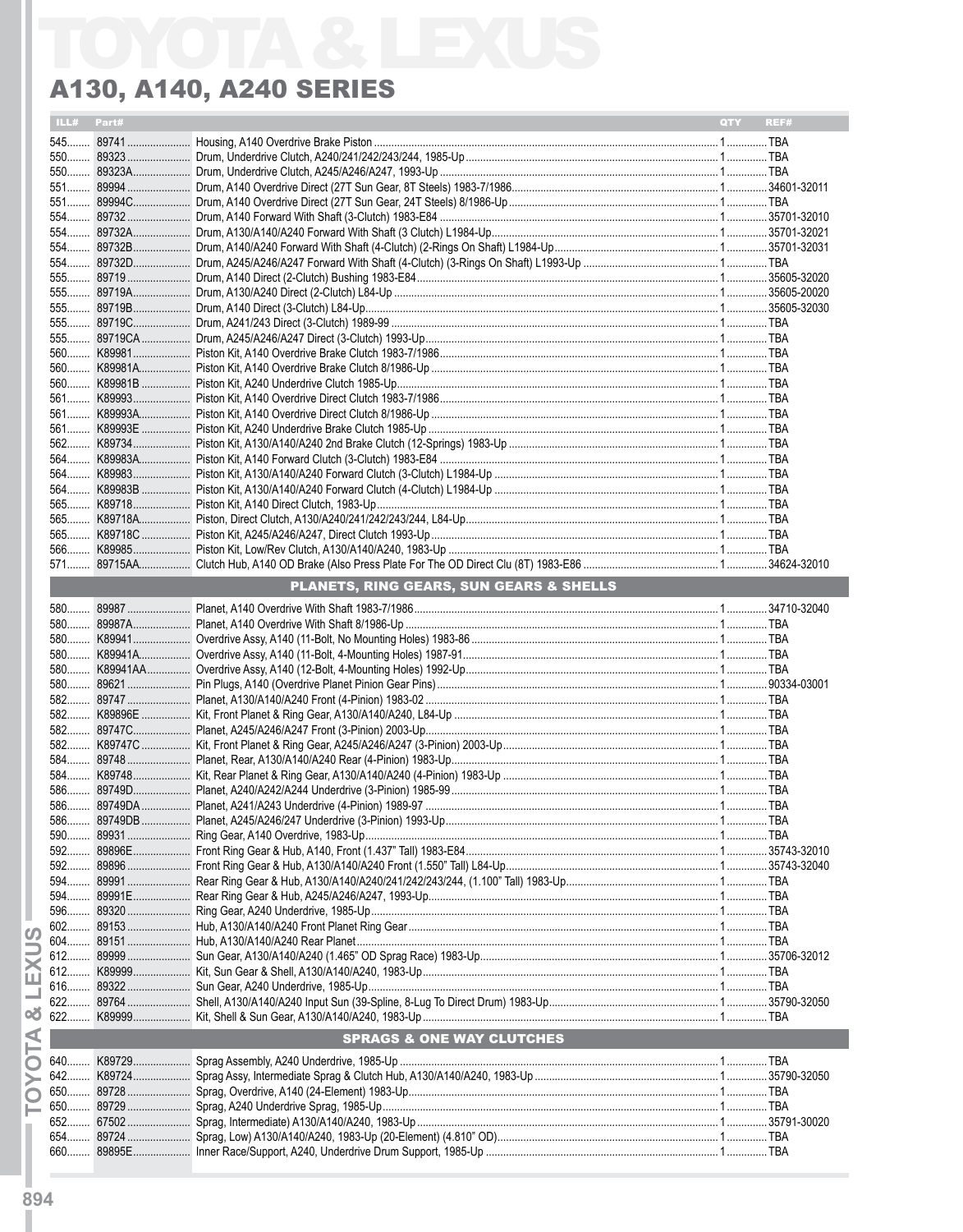# TOYOTA & LEXUS

## A130, A140, A240 SERIES

| ILL# | Part# | | QTY | REF# |
|---|---|---|---|---|
| 545 | 89741 | Housing, A140 Overdrive Brake Piston | 1 | TBA |
| 550 | 89323 | Drum, Underdrive Clutch, A240/241/242/243/244, 1985-Up | 1 | TBA |
| 550 | 89323A | Drum, Underdrive Clutch, A245/A246/A247, 1993-Up | 1 | TBA |
| 551 | 89994 | Drum, A140 Overdrive Direct (27T Sun Gear, 8T Steels) 1983-7/1986 | 1 | 34601-32011 |
| 551 | 89994C | Drum, A140 Overdrive Direct (27T Sun Gear, 24T Steels) 8/1986-Up | 1 | TBA |
| 554 | 89732 | Drum, A140 Forward With Shaft (3-Clutch) 1983-E84 | 1 | 35701-32010 |
| 554 | 89732A | Drum, A130/A140/A240 Forward With Shaft (3 Clutch) L1984-Up | 1 | 35701-32021 |
| 554 | 89732B | Drum, A140/A240 Forward With Shaft (4-Clutch) (2-Rings On Shaft) L1984-Up | 1 | 35701-32031 |
| 554 | 89732D | Drum, A245/A246/A247 Forward With Shaft (4-Clutch) (3-Rings On Shaft) L1993-Up | 1 | TBA |
| 555 | 89719 | Drum, A140 Direct (2-Clutch) Bushing 1983-E84 | 1 | 35605-32020 |
| 555 | 89719A | Drum, A130/A240 Direct (2-Clutch) L84-Up | 1 | 35605-20020 |
| 555 | 89719B | Drum, A140 Direct (3-Clutch) L84-Up | 1 | 35605-32030 |
| 555 | 89719C | Drum, A241/243 Direct (3-Clutch) 1989-99 | 1 | TBA |
| 555 | 89719CA | Drum, A245/A246/A247 Direct (3-Clutch) 1993-Up | 1 | TBA |
| 560 | K89981 | Piston Kit, A140 Overdrive Brake Clutch 1983-7/1986 | 1 | TBA |
| 560 | K89981A | Piston Kit, A140 Overdrive Brake Clutch 8/1986-Up | 1 | TBA |
| 560 | K89981B | Piston Kit, A240 Underdrive Clutch 1985-Up | 1 | TBA |
| 561 | K89993 | Piston Kit, A140 Overdrive Direct Clutch 1983-7/1986 | 1 | TBA |
| 561 | K89993A | Piston Kit, A140 Overdrive Direct Clutch 8/1986-Up | 1 | TBA |
| 561 | K89993E | Piston Kit, A240 Underdrive Brake Clutch 1985-Up | 1 | TBA |
| 562 | K89734 | Piston Kit, A130/A140/A240 2nd Brake Clutch (12-Springs) 1983-Up | 1 | TBA |
| 564 | K89983A | Piston Kit, A140 Forward Clutch (3-Clutch) 1983-E84 | 1 | TBA |
| 564 | K89983 | Piston Kit, A130/A140/A240 Forward Clutch (3-Clutch) L1984-Up | 1 | TBA |
| 564 | K89983B | Piston Kit, A130/A140/A240 Forward Clutch (4-Clutch) L1984-Up | 1 | TBA |
| 565 | K89718 | Piston Kit, A140 Direct Clutch, 1983-Up | 1 | TBA |
| 565 | K89718A | Piston, Direct Clutch, A130/A240/241/242/243/244, L84-Up | 1 | TBA |
| 565 | K89718C | Piston Kit, A245/A246/A247, Direct Clutch 1993-Up | 1 | TBA |
| 566 | K89985 | Piston Kit, Low/Rev Clutch, A130/A140/A240, 1983-Up | 1 | TBA |
| 571 | 89715AA | Clutch Hub, A140 OD Brake (Also Press Plate For The OD Direct Clu (8T) 1983-E86 | 1 | 34624-32010 |
| | | **PLANETS, RING GEARS, SUN GEARS & SHELLS** | | |
| 580 | 89987 | Planet, A140 Overdrive With Shaft 1983-7/1986 | 1 | 34710-32040 |
| 580 | 89987A | Planet, A140 Overdrive With Shaft 8/1986-Up | 1 | TBA |
| 580 | K89941 | Overdrive Assy, A140 (11-Bolt, No Mounting Holes) 1983-86 | 1 | TBA |
| 580 | K89941A | Overdrive Assy, A140 (11-Bolt, 4-Mounting Holes) 1987-91 | 1 | TBA |
| 580 | K89941AA | Overdrive Assy, A140 (12-Bolt, 4-Mounting Holes) 1992-Up | 1 | TBA |
| 580 | 89621 | Pin Plugs, A140 (Overdrive Planet Pinion Gear Pins) | 1 | 90334-03001 |
| 582 | 89747 | Planet, A130/A140/A240 Front (4-Pinion) 1983-02 | 1 | TBA |
| 582 | K89896E | Kit, Front Planet & Ring Gear, A130/A140/A240, L84-Up | 1 | TBA |
| 582 | 89747C | Planet, A245/A246/A247 Front (3-Pinion) 2003-Up | 1 | TBA |
| 582 | K89747C | Kit, Front Planet & Ring Gear, A245/A246/A247 (3-Pinion) 2003-Up | 1 | TBA |
| 584 | 89748 | Planet, Rear, A130/A140/A240 Rear (4-Pinion) 1983-Up | 1 | TBA |
| 584 | K89748 | Kit, Rear Planet & Ring Gear, A130/A140/A240 (4-Pinion) 1983-Up | 1 | TBA |
| 586 | 89749D | Planet, A240/A242/A244 Underdrive (3-Pinion) 1985-99 | 1 | TBA |
| 586 | 89749DA | Planet, A241/A243 Underdrive (4-Pinion) 1989-97 | 1 | TBA |
| 586 | 89749DB | Planet, A245/A246/247 Underdrive (3-Pinion) 1993-Up | 1 | TBA |
| 590 | 89931 | Ring Gear, A140 Overdrive, 1983-Up | 1 | TBA |
| 592 | 89896E | Front Ring Gear & Hub, A140, Front (1.437" Tall) 1983-E84 | 1 | 35743-32010 |
| 592 | 89896 | Front Ring Gear & Hub, A130/A140/A240 Front (1.550" Tall) L84-Up | 1 | 35743-32040 |
| 594 | 89991 | Rear Ring Gear & Hub, A130/A140/A240/241/242/243/244, (1.100" Tall) 1983-Up | 1 | TBA |
| 594 | 89991E | Rear Ring Gear & Hub, A245/A246/A247, 1993-Up | 1 | TBA |
| 596 | 89320 | Ring Gear, A240 Underdrive, 1985-Up | 1 | TBA |
| 602 | 89153 | Hub, A130/A140/A240 Front Planet Ring Gear | 1 | TBA |
| 604 | 89151 | Hub, A130/A140/A240 Rear Planet | 1 | TBA |
| 612 | 89999 | Sun Gear, A130/A140/A240 (1.465" OD Sprag Race) 1983-Up | 1 | 35706-32012 |
| 612 | K89999 | Kit, Sun Gear & Shell, A130/A140/A240, 1983-Up | 1 | TBA |
| 616 | 89322 | Sun Gear, A240 Underdrive, 1985-Up | 1 | TBA |
| 622 | 89764 | Shell, A130/A140/A240 Input Sun (39-Spline, 8-Lug To Direct Drum) 1983-Up | 1 | 35790-32050 |
| 622 | K89999 | Kit, Shell & Sun Gear, A130/A140/A240, 1983-Up | 1 | TBA |
| | | **SPRAGS & ONE WAY CLUTCHES** | | |
| 640 | K89729 | Sprag Assembly, A240 Underdrive, 1985-Up | 1 | TBA |
| 642 | K89724 | Sprag Assy, Intermediate Sprag & Clutch Hub, A130/A140/A240, 1983-Up | 1 | 35790-32050 |
| 650 | 89728 | Sprag, Overdrive, A140 (24-Element) 1983-Up | 1 | TBA |
| 650 | 89729 | Sprag, A240 Underdrive Sprag, 1985-Up | 1 | TBA |
| 652 | 67502 | Sprag, Intermediate) A130/A140/A240, 1983-Up | 1 | 35791-30020 |
| 654 | 89724 | Sprag, Low) A130/A140/A240, 1983-Up (20-Element) (4.810" OD) | 1 | TBA |
| 660 | 89895E | Inner Race/Support, A240, Underdrive Drum Support, 1985-Up | 1 | TBA |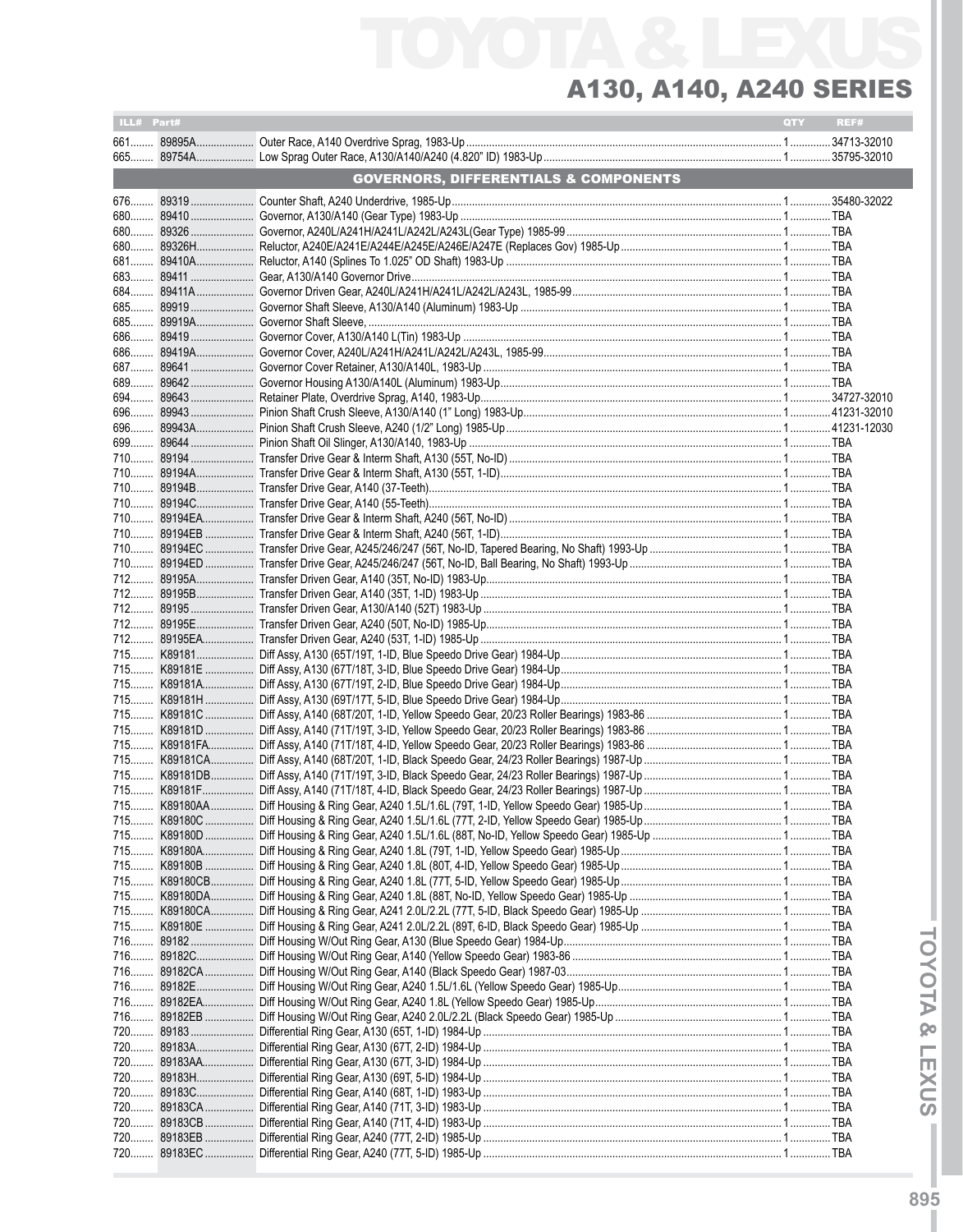# TOYOTA & LEXUS

## A130, A140, A240 SERIES

| ILL# | Part# | | QTY | REF# |
|---|---|---|---|---|
| 661 | 89895A | Outer Race, A140 Overdrive Sprag, 1983-Up | 1 | 34713-32010 |
| 665 | 89754A | Low Sprag Outer Race, A130/A140/A240 (4.820" ID) 1983-Up | 1 | 35795-32010 |
| | | **GOVERNORS, DIFFERENTIALS & COMPONENTS** | | |
| 676 | 89319 | Counter Shaft, A240 Underdrive, 1985-Up | 1 | 35480-32022 |
| 680 | 89410 | Governor, A130/A140 (Gear Type) 1983-Up | 1 | TBA |
| 680 | 89326 | Governor, A240L/A241H/A241L/A242L/A243L(Gear Type) 1985-99 | 1 | TBA |
| 680 | 89326H | Reluctor, A240E/A241E/A244E/A245E/A246E/A247E (Replaces Gov) 1985-Up | 1 | TBA |
| 681 | 89410A | Reluctor, A140 (Splines To 1.025" OD Shaft) 1983-Up | 1 | TBA |
| 683 | 89411 | Gear, A130/A140 Governor Drive | 1 | TBA |
| 684 | 89411A | Governor Driven Gear, A240L/A241H/A241L/A242L/A243L, 1985-99 | 1 | TBA |
| 685 | 89919 | Governor Shaft Sleeve, A130/A140 (Aluminum) 1983-Up | 1 | TBA |
| 685 | 89919A | Governor Shaft Sleeve, | 1 | TBA |
| 686 | 89419 | Governor Cover, A130/A140 L(Tin) 1983-Up | 1 | TBA |
| 686 | 89419A | Governor Cover, A240L/A241H/A241L/A242L/A243L, 1985-99 | 1 | TBA |
| 687 | 89641 | Governor Cover Retainer, A130/A140L, 1983-Up | 1 | TBA |
| 689 | 89642 | Governor Housing A130/A140L (Aluminum) 1983-Up | 1 | TBA |
| 694 | 89643 | Retainer Plate, Overdrive Sprag, A140, 1983-Up | 1 | 34727-32010 |
| 696 | 89943 | Pinion Shaft Crush Sleeve, A130/A140 (1" Long) 1983-Up | 1 | 41231-32010 |
| 696 | 89943A | Pinion Shaft Crush Sleeve, A240 (1/2" Long) 1985-Up | 1 | 41231-12030 |
| 699 | 89644 | Pinion Shaft Oil Slinger, A130/A140, 1983-Up | 1 | TBA |
| 710 | 89194 | Transfer Drive Gear & Interm Shaft, A130 (55T, No-ID) | 1 | TBA |
| 710 | 89194A | Transfer Drive Gear & Interm Shaft, A130 (55T, 1-ID) | 1 | TBA |
| 710 | 89194B | Transfer Drive Gear, A140 (37-Teeth) | 1 | TBA |
| 710 | 89194C | Transfer Drive Gear, A140 (55-Teeth) | 1 | TBA |
| 710 | 89194EA | Transfer Drive Gear & Interm Shaft, A240 (56T, No-ID) | 1 | TBA |
| 710 | 89194EB | Transfer Drive Gear & Interm Shaft, A240 (56T, 1-ID) | 1 | TBA |
| 710 | 89194EC | Transfer Drive Gear, A245/246/247 (56T, No-ID, Tapered Bearing, No Shaft) 1993-Up | 1 | TBA |
| 710 | 89194ED | Transfer Drive Gear, A245/246/247 (56T, No-ID, Ball Bearing, No Shaft) 1993-Up | 1 | TBA |
| 712 | 89195A | Transfer Driven Gear, A140 (35T, No-ID) 1983-Up | 1 | TBA |
| 712 | 89195B | Transfer Driven Gear, A140 (35T, 1-ID) 1983-Up | 1 | TBA |
| 712 | 89195 | Transfer Driven Gear, A130/A140 (52T) 1983-Up | 1 | TBA |
| 712 | 89195E | Transfer Driven Gear, A240 (50T, No-ID) 1985-Up | 1 | TBA |
| 712 | 89195EA | Transfer Driven Gear, A240 (53T, 1-ID) 1985-Up | 1 | TBA |
| 715 | K89181 | Diff Assy, A130 (65T/19T, 1-ID, Blue Speedo Drive Gear) 1984-Up | 1 | TBA |
| 715 | K89181E | Diff Assy, A130 (67T/18T, 3-ID, Blue Speedo Drive Gear) 1984-Up | 1 | TBA |
| 715 | K89181A | Diff Assy, A130 (67T/19T, 2-ID, Blue Speedo Drive Gear) 1984-Up | 1 | TBA |
| 715 | K89181H | Diff Assy, A130 (69T/17T, 5-ID, Blue Speedo Drive Gear) 1984-Up | 1 | TBA |
| 715 | K89181C | Diff Assy, A140 (68T/20T, 1-ID, Yellow Speedo Gear, 20/23 Roller Bearings) 1983-86 | 1 | TBA |
| 715 | K89181D | Diff Assy, A140 (71T/19T, 3-ID, Yellow Speedo Gear, 20/23 Roller Bearings) 1983-86 | 1 | TBA |
| 715 | K89181FA | Diff Assy, A140 (71T/18T, 4-ID, Yellow Speedo Gear, 20/23 Roller Bearings) 1983-86 | 1 | TBA |
| 715 | K89181CA | Diff Assy, A140 (68T/20T, 1-ID, Black Speedo Gear, 24/23 Roller Bearings) 1987-Up | 1 | TBA |
| 715 | K89181DB | Diff Assy, A140 (71T/19T, 3-ID, Black Speedo Gear, 24/23 Roller Bearings) 1987-Up | 1 | TBA |
| 715 | K89181F | Diff Assy, A140 (71T/18T, 4-ID, Black Speedo Gear, 24/23 Roller Bearings) 1987-Up | 1 | TBA |
| 715 | K89180AA | Diff Housing & Ring Gear, A240 1.5L/1.6L (79T, 1-ID, Yellow Speedo Gear) 1985-Up | 1 | TBA |
| 715 | K89180C | Diff Housing & Ring Gear, A240 1.5L/1.6L (77T, 2-ID, Yellow Speedo Gear) 1985-Up | 1 | TBA |
| 715 | K89180D | Diff Housing & Ring Gear, A240 1.5L/1.6L (88T, No-ID, Yellow Speedo Gear) 1985-Up | 1 | TBA |
| 715 | K89180A | Diff Housing & Ring Gear, A240 1.8L (79T, 1-ID, Yellow Speedo Gear) 1985-Up | 1 | TBA |
| 715 | K89180B | Diff Housing & Ring Gear, A240 1.8L (80T, 4-ID, Yellow Speedo Gear) 1985-Up | 1 | TBA |
| 715 | K89180CB | Diff Housing & Ring Gear, A240 1.8L (77T, 5-ID, Yellow Speedo Gear) 1985-Up | 1 | TBA |
| 715 | K89180DA | Diff Housing & Ring Gear, A240 1.8L (88T, No-ID, Yellow Speedo Gear) 1985-Up | 1 | TBA |
| 715 | K89180CA | Diff Housing & Ring Gear, A241 2.0L/2.2L (77T, 5-ID, Black Speedo Gear) 1985-Up | 1 | TBA |
| 715 | K89180E | Diff Housing & Ring Gear, A241 2.0L/2.2L (89T, 6-ID, Black Speedo Gear) 1985-Up | 1 | TBA |
| 716 | 89182 | Diff Housing W/Out Ring Gear, A130 (Blue Speedo Gear) 1984-Up | 1 | TBA |
| 716 | 89182C | Diff Housing W/Out Ring Gear, A140 (Yellow Speedo Gear) 1983-86 | 1 | TBA |
| 716 | 89182CA | Diff Housing W/Out Ring Gear, A140 (Black Speedo Gear) 1987-03 | 1 | TBA |
| 716 | 89182E | Diff Housing W/Out Ring Gear, A240 1.5L/1.6L (Yellow Speedo Gear) 1985-Up | 1 | TBA |
| 716 | 89182EA | Diff Housing W/Out Ring Gear, A240 1.8L (Yellow Speedo Gear) 1985-Up | 1 | TBA |
| 716 | 89182EB | Diff Housing W/Out Ring Gear, A240 2.0L/2.2L (Black Speedo Gear) 1985-Up | 1 | TBA |
| 720 | 89183 | Differential Ring Gear, A130 (65T, 1-ID) 1984-Up | 1 | TBA |
| 720 | 89183A | Differential Ring Gear, A130 (67T, 2-ID) 1984-Up | 1 | TBA |
| 720 | 89183AA | Differential Ring Gear, A130 (67T, 3-ID) 1984-Up | 1 | TBA |
| 720 | 89183H | Differential Ring Gear, A130 (69T, 5-ID) 1984-Up | 1 | TBA |
| 720 | 89183C | Differential Ring Gear, A140 (68T, 1-ID) 1983-Up | 1 | TBA |
| 720 | 89183CA | Differential Ring Gear, A140 (71T, 3-ID) 1983-Up | 1 | TBA |
| 720 | 89183CB | Differential Ring Gear, A140 (71T, 4-ID) 1983-Up | 1 | TBA |
| 720 | 89183EB | Differential Ring Gear, A240 (77T, 2-ID) 1985-Up | 1 | TBA |
| 720 | 89183EC | Differential Ring Gear, A240 (77T, 5-ID) 1985-Up | 1 | TBA |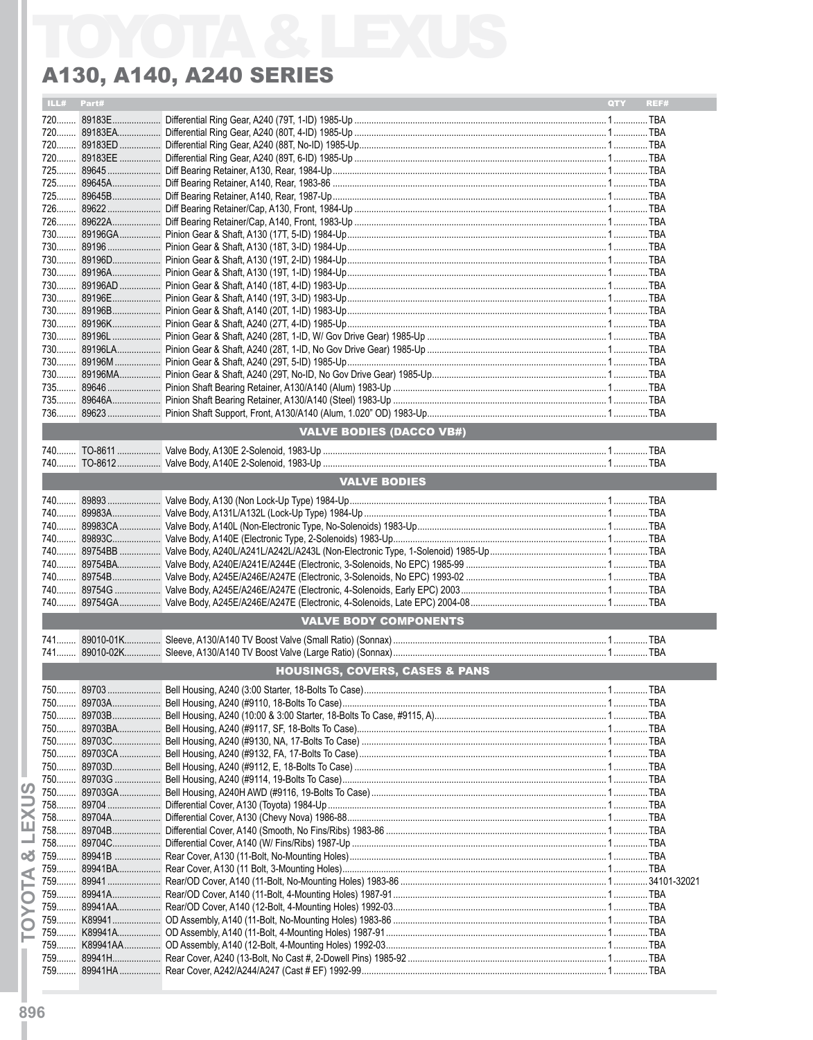# TOYOTA & LEXUS

## A130, A140, A240 SERIES

| ILL# | Part# | | QTY | REF# |
|---|---|---|---|---|
| 720 | 89183E | Differential Ring Gear, A240 (79T, 1-ID) 1985-Up | 1 | TBA |
| 720 | 89183EA | Differential Ring Gear, A240 (80T, 4-ID) 1985-Up | 1 | TBA |
| 720 | 89183ED | Differential Ring Gear, A240 (88T, No-ID) 1985-Up | 1 | TBA |
| 720 | 89183EE | Differential Ring Gear, A240 (89T, 6-ID) 1985-Up | 1 | TBA |
| 725 | 89645 | Diff Bearing Retainer, A130, Rear, 1984-Up | 1 | TBA |
| 725 | 89645A | Diff Bearing Retainer, A140, Rear, 1983-86 | 1 | TBA |
| 725 | 89645B | Diff Bearing Retainer, A140, Rear, 1987-Up | 1 | TBA |
| 726 | 89622 | Diff Bearing Retainer/Cap, A130, Front, 1984-Up | 1 | TBA |
| 726 | 89622A | Diff Bearing Retainer/Cap, A140, Front, 1983-Up | 1 | TBA |
| 730 | 89196GA | Pinion Gear & Shaft, A130 (17T, 5-ID) 1984-Up | 1 | TBA |
| 730 | 89196 | Pinion Gear & Shaft, A130 (18T, 3-ID) 1984-Up | 1 | TBA |
| 730 | 89196D | Pinion Gear & Shaft, A130 (19T, 2-ID) 1984-Up | 1 | TBA |
| 730 | 89196A | Pinion Gear & Shaft, A130 (19T, 1-ID) 1984-Up | 1 | TBA |
| 730 | 89196AD | Pinion Gear & Shaft, A140 (18T, 4-ID) 1983-Up | 1 | TBA |
| 730 | 89196E | Pinion Gear & Shaft, A140 (19T, 3-ID) 1983-Up | 1 | TBA |
| 730 | 89196B | Pinion Gear & Shaft, A140 (20T, 1-ID) 1983-Up | 1 | TBA |
| 730 | 89196K | Pinion Gear & Shaft, A240 (27T, 4-ID) 1985-Up | 1 | TBA |
| 730 | 89196L | Pinion Gear & Shaft, A240 (28T, 1-ID, W/ Gov Drive Gear) 1985-Up | 1 | TBA |
| 730 | 89196LA | Pinion Gear & Shaft, A240 (28T, 1-ID, No Gov Drive Gear) 1985-Up | 1 | TBA |
| 730 | 89196M | Pinion Gear & Shaft, A240 (29T, 5-ID) 1985-Up | 1 | TBA |
| 730 | 89196MA | Pinion Gear & Shaft, A240 (29T, No-ID, No Gov Drive Gear) 1985-Up | 1 | TBA |
| 735 | 89646 | Pinion Shaft Bearing Retainer, A130/A140 (Alum) 1983-Up | 1 | TBA |
| 735 | 89646A | Pinion Shaft Bearing Retainer, A130/A140 (Steel) 1983-Up | 1 | TBA |
| 736 | 89623 | Pinion Shaft Support, Front, A130/A140 (Alum, 1.020" OD) 1983-Up | 1 | TBA |
| | | **VALVE BODIES (DACCO VB#)** | | |
| 740 | TO-8611 | Valve Body, A130E 2-Solenoid, 1983-Up | 1 | TBA |
| 740 | TO-8612 | Valve Body, A140E 2-Solenoid, 1983-Up | 1 | TBA |
| | | **VALVE BODIES** | | |
| 740 | 89893 | Valve Body, A130 (Non Lock-Up Type) 1984-Up | 1 | TBA |
| 740 | 89983A | Valve Body, A131L/A132L (Lock-Up Type) 1984-Up | 1 | TBA |
| 740 | 89983CA | Valve Body, A140L (Non-Electronic Type, No-Solenoids) 1983-Up | 1 | TBA |
| 740 | 89893C | Valve Body, A140E (Electronic Type, 2-Solenoids) 1983-Up | 1 | TBA |
| 740 | 89754BB | Valve Body, A240L/A241L/A242L/A243L (Non-Electronic Type, 1-Solenoid) 1985-Up | 1 | TBA |
| 740 | 89754BA | Valve Body, A240E/A241E/A244E (Electronic, 3-Solenoids, No EPC) 1985-99 | 1 | TBA |
| 740 | 89754B | Valve Body, A245E/A246E/A247E (Electronic, 3-Solenoids, No EPC) 1993-02 | 1 | TBA |
| 740 | 89754G | Valve Body, A245E/A246E/A247E (Electronic, 4-Solenoids, Early EPC) 2003 | 1 | TBA |
| 740 | 89754GA | Valve Body, A245E/A246E/A247E (Electronic, 4-Solenoids, Late EPC) 2004-08 | 1 | TBA |
| | | **VALVE BODY COMPONENTS** | | |
| 741 | 89010-01K | Sleeve, A130/A140 TV Boost Valve (Small Ratio) (Sonnax) | 1 | TBA |
| 741 | 89010-02K | Sleeve, A130/A140 TV Boost Valve (Large Ratio) (Sonnax) | 1 | TBA |
| | | **HOUSINGS, COVERS, CASES & PANS** | | |
| 750 | 89703 | Bell Housing, A240 (3:00 Starter, 18-Bolts To Case) | 1 | TBA |
| 750 | 89703A | Bell Housing, A240 (#9110, 18-Bolts To Case) | 1 | TBA |
| 750 | 89703B | Bell Housing, A240 (10:00 & 3:00 Starter, 18-Bolts To Case, #9115, A) | 1 | TBA |
| 750 | 89703BA | Bell Housing, A240 (#9117, SF, 18-Bolts To Case) | 1 | TBA |
| 750 | 89703C | Bell Housing, A240 (#9130, NA, 17-Bolts To Case) | 1 | TBA |
| 750 | 89703CA | Bell Housing, A240 (#9132, FA, 17-Bolts To Case) | 1 | TBA |
| 750 | 89703D | Bell Housing, A240 (#9112, E, 18-Bolts To Case) | 1 | TBA |
| 750 | 89703G | Bell Housing, A240 (#9114, 19-Bolts To Case) | 1 | TBA |
| 750 | 89703GA | Bell Housing, A240H AWD (#9116, 19-Bolts To Case) | 1 | TBA |
| 758 | 89704 | Differential Cover, A130 (Toyota) 1984-Up | 1 | TBA |
| 758 | 89704A | Differential Cover, A130 (Chevy Nova) 1986-88 | 1 | TBA |
| 758 | 89704B | Differential Cover, A140 (Smooth, No Fins/Ribs) 1983-86 | 1 | TBA |
| 758 | 89704C | Differential Cover, A140 (W/ Fins/Ribs) 1987-Up | 1 | TBA |
| 759 | 89941B | Rear Cover, A130 (11-Bolt, No-Mounting Holes) | 1 | TBA |
| 759 | 89941BA | Rear Cover, A130 (11 Bolt, 3-Mounting Holes) | 1 | TBA |
| 759 | 89941 | Rear/OD Cover, A140 (11-Bolt, No-Mounting Holes) 1983-86 | 1 | 34101-32021 |
| 759 | 89941A | Rear/OD Cover, A140 (11-Bolt, 4-Mounting Holes) 1987-91 | 1 | TBA |
| 759 | 89941AA | Rear/OD Cover, A140 (12-Bolt, 4-Mounting Holes) 1992-03 | 1 | TBA |
| 759 | K89941 | OD Assembly, A140 (11-Bolt, No-Mounting Holes) 1983-86 | 1 | TBA |
| 759 | K89941A | OD Assembly, A140 (11-Bolt, 4-Mounting Holes) 1987-91 | 1 | TBA |
| 759 | K89941AA | OD Assembly, A140 (12-Bolt, 4-Mounting Holes) 1992-03 | 1 | TBA |
| 759 | 89941H | Rear Cover, A240 (13-Bolt, No Cast #, 2-Dowell Pins) 1985-92 | 1 | TBA |
| 759 | 89941HA | Rear Cover, A242/A244/A247 (Cast # EF) 1992-99 | 1 | TBA |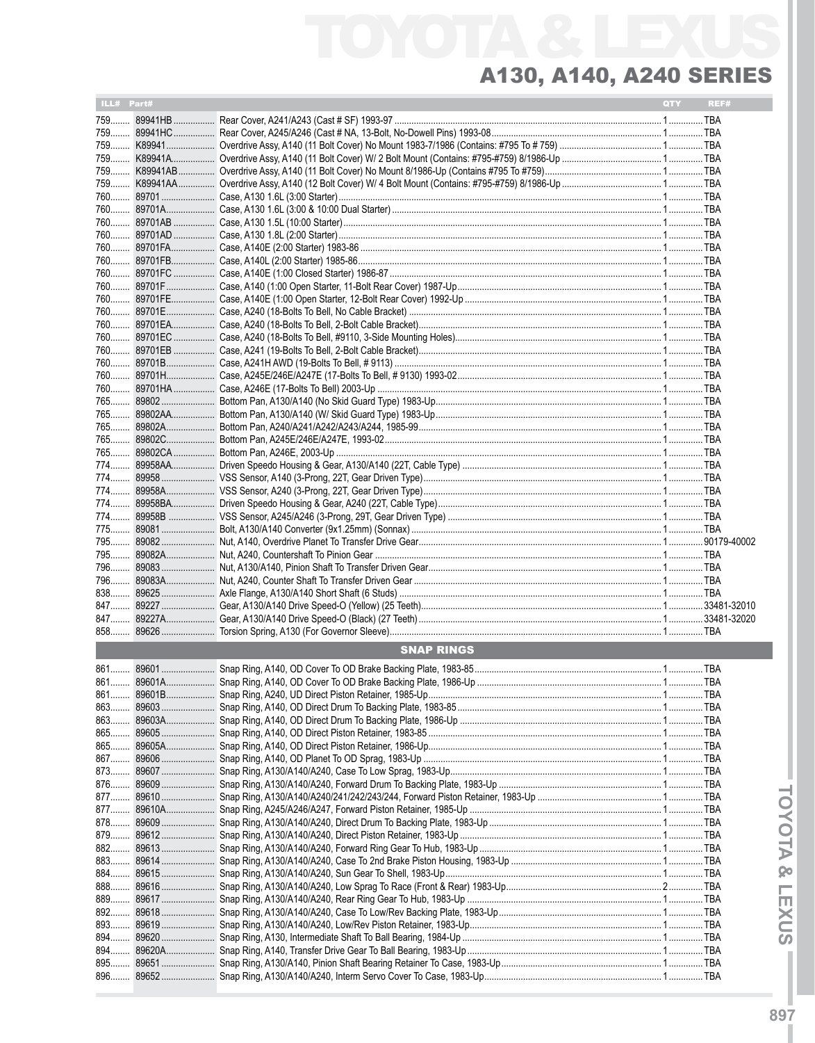# TOYOTA & LEXUS

## A130, A140, A240 SERIES

| ILL# | Part# | | QTY | REF# |
|---|---|---|---|---|
| 759 | 89941HB | Rear Cover, A241/A243 (Cast # SF) 1993-97 | 1 | TBA |
| 759 | 89941HC | Rear Cover, A245/A246 (Cast # NA, 13-Bolt, No-Dowell Pins) 1993-08 | 1 | TBA |
| 759 | K89941 | Overdrive Assy, A140 (11 Bolt Cover) No Mount 1983-7/1986 (Contains: #795 To # 759) | 1 | TBA |
| 759 | K89941A | Overdrive Assy, A140 (11 Bolt Cover) W/ 2 Bolt Mount (Contains: #795-#759) 8/1986-Up | 1 | TBA |
| 759 | K89941AB | Overdrive Assy, A140 (11 Bolt Cover) No Mount 8/1986-Up (Contains #795 To #759) | 1 | TBA |
| 759 | K89941AA | Overdrive Assy, A140 (12 Bolt Cover) W/ 4 Bolt Mount (Contains: #795-#759) 8/1986-Up | 1 | TBA |
| 760 | 89701 | Case, A130 1.6L (3:00 Starter) | 1 | TBA |
| 760 | 89701A | Case, A130 1.6L (3:00 & 10:00 Dual Starter) | 1 | TBA |
| 760 | 89701AB | Case, A130 1.5L (10:00 Starter) | 1 | TBA |
| 760 | 89701AD | Case, A130 1.8L (2:00 Starter) | 1 | TBA |
| 760 | 89701FA | Case, A140E (2:00 Starter) 1983-86 | 1 | TBA |
| 760 | 89701FB | Case, A140L (2:00 Starter) 1985-86 | 1 | TBA |
| 760 | 89701FC | Case, A140E (1:00 Closed Starter) 1986-87 | 1 | TBA |
| 760 | 89701F | Case, A140 (1:00 Open Starter, 11-Bolt Rear Cover) 1987-Up | 1 | TBA |
| 760 | 89701FE | Case, A140E (1:00 Open Starter, 12-Bolt Rear Cover) 1992-Up | 1 | TBA |
| 760 | 89701E | Case, A240 (18-Bolts To Bell, No Cable Bracket) | 1 | TBA |
| 760 | 89701EA | Case, A240 (18-Bolts To Bell, 2-Bolt Cable Bracket) | 1 | TBA |
| 760 | 89701EC | Case, A240 (18-Bolts To Bell, #9110, 3-Side Mounting Holes) | 1 | TBA |
| 760 | 89701EB | Case, A241 (19-Bolts To Bell, 2-Bolt Cable Bracket) | 1 | TBA |
| 760 | 89701B | Case, A241H AWD (19-Bolts To Bell, # 9113) | 1 | TBA |
| 760 | 89701H | Case, A245E/246E/A247E (17-Bolts To Bell, # 9130) 1993-02 | 1 | TBA |
| 760 | 89701HA | Case, A246E (17-Bolts To Bell) 2003-Up | 1 | TBA |
| 765 | 89802 | Bottom Pan, A130/A140 (No Skid Guard Type) 1983-Up | 1 | TBA |
| 765 | 89802AA | Bottom Pan, A130/A140 (W/ Skid Guard Type) 1983-Up | 1 | TBA |
| 765 | 89802A | Bottom Pan, A240/A241/A242/A243/A244, 1985-99 | 1 | TBA |
| 765 | 89802C | Bottom Pan, A245E/246E/A247E, 1993-02 | 1 | TBA |
| 765 | 89802CA | Bottom Pan, A246E, 2003-Up | 1 | TBA |
| 774 | 89958AA | Driven Speedo Housing & Gear, A130/A140 (22T, Cable Type) | 1 | TBA |
| 774 | 89958 | VSS Sensor, A140 (3-Prong, 22T, Gear Driven Type) | 1 | TBA |
| 774 | 89958A | VSS Sensor, A240 (3-Prong, 22T, Gear Driven Type) | 1 | TBA |
| 774 | 89958BA | Driven Speedo Housing & Gear, A240 (22T, Cable Type) | 1 | TBA |
| 774 | 89958B | VSS Sensor, A245/A246 (3-Prong, 29T, Gear Driven Type) | 1 | TBA |
| 775 | 89081 | Bolt, A130/A140 Converter (9x1.25mm) (Sonnax) | 1 | TBA |
| 795 | 89082 | Nut, A140, Overdrive Planet To Transfer Drive Gear | 1 | 90179-40002 |
| 795 | 89082A | Nut, A240, Countershaft To Pinion Gear | 1 | TBA |
| 796 | 89083 | Nut, A130/A140, Pinion Shaft To Transfer Driven Gear | 1 | TBA |
| 796 | 89083A | Nut, A240, Counter Shaft To Transfer Driven Gear | 1 | TBA |
| 838 | 89625 | Axle Flange, A130/A140 Short Shaft (6 Studs) | 1 | TBA |
| 847 | 89227 | Gear, A130/A140 Drive Speed-O (Yellow) (25 Teeth) | 1 | 33481-32010 |
| 847 | 89227A | Gear, A130/A140 Drive Speed-O (Black) (27 Teeth) | 1 | 33481-32020 |
| 858 | 89626 | Torsion Spring, A130 (For Governor Sleeve) | 1 | TBA |

### SNAP RINGS

| ILL# | Part# | | QTY | REF# |
|---|---|---|---|---|
| 861 | 89601 | Snap Ring, A140, OD Cover To OD Brake Backing Plate, 1983-85 | 1 | TBA |
| 861 | 89601A | Snap Ring, A140, OD Cover To OD Brake Backing Plate, 1986-Up | 1 | TBA |
| 861 | 89601B | Snap Ring, A240, UD Direct Piston Retainer, 1985-Up | 1 | TBA |
| 863 | 89603 | Snap Ring, A140, OD Direct Drum To Backing Plate, 1983-85 | 1 | TBA |
| 863 | 89603A | Snap Ring, A140, OD Direct Drum To Backing Plate, 1986-Up | 1 | TBA |
| 865 | 89605 | Snap Ring, A140, OD Direct Piston Retainer, 1983-85 | 1 | TBA |
| 865 | 89605A | Snap Ring, A140, OD Direct Piston Retainer, 1986-Up | 1 | TBA |
| 867 | 89606 | Snap Ring, A140, OD Planet To OD Sprag, 1983-Up | 1 | TBA |
| 873 | 89607 | Snap Ring, A130/A140/A240, Case To Low Sprag, 1983-Up | 1 | TBA |
| 876 | 89609 | Snap Ring, A130/A140/A240, Forward Drum To Backing Plate, 1983-Up | 1 | TBA |
| 877 | 89610 | Snap Ring, A130/A140/A240/241/242/243/244, Forward Piston Retainer, 1983-Up | 1 | TBA |
| 877 | 89610A | Snap Ring, A245/A246/A247, Forward Piston Retainer, 1985-Up | 1 | TBA |
| 878 | 89609 | Snap Ring, A130/A140/A240, Direct Drum To Backing Plate, 1983-Up | 1 | TBA |
| 879 | 89612 | Snap Ring, A130/A140/A240, Direct Piston Retainer, 1983-Up | 1 | TBA |
| 882 | 89613 | Snap Ring, A130/A140/A240, Forward Ring Gear To Hub, 1983-Up | 1 | TBA |
| 883 | 89614 | Snap Ring, A130/A140/A240, Case To 2nd Brake Piston Housing, 1983-Up | 1 | TBA |
| 884 | 89615 | Snap Ring, A130/A140/A240, Sun Gear To Shell, 1983-Up | 1 | TBA |
| 888 | 89616 | Snap Ring, A130/A140/A240, Low Sprag To Race (Front & Rear) 1983-Up | 2 | TBA |
| 889 | 89617 | Snap Ring, A130/A140/A240, Rear Ring Gear To Hub, 1983-Up | 1 | TBA |
| 892 | 89618 | Snap Ring, A130/A140/A240, Case To Low/Rev Backing Plate, 1983-Up | 1 | TBA |
| 893 | 89619 | Snap Ring, A130/A140/A240, Low/Rev Piston Retainer, 1983-Up | 1 | TBA |
| 894 | 89620 | Snap Ring, A130, Intermediate Shaft To Ball Bearing, 1984-Up | 1 | TBA |
| 894 | 89620A | Snap Ring, A140, Transfer Drive Gear To Ball Bearing, 1983-Up | 1 | TBA |
| 895 | 89651 | Snap Ring, A130/A140, Pinion Shaft Bearing Retainer To Case, 1983-Up | 1 | TBA |
| 896 | 89652 | Snap Ring, A130/A140/A240, Interm Servo Cover To Case, 1983-Up | 1 | TBA |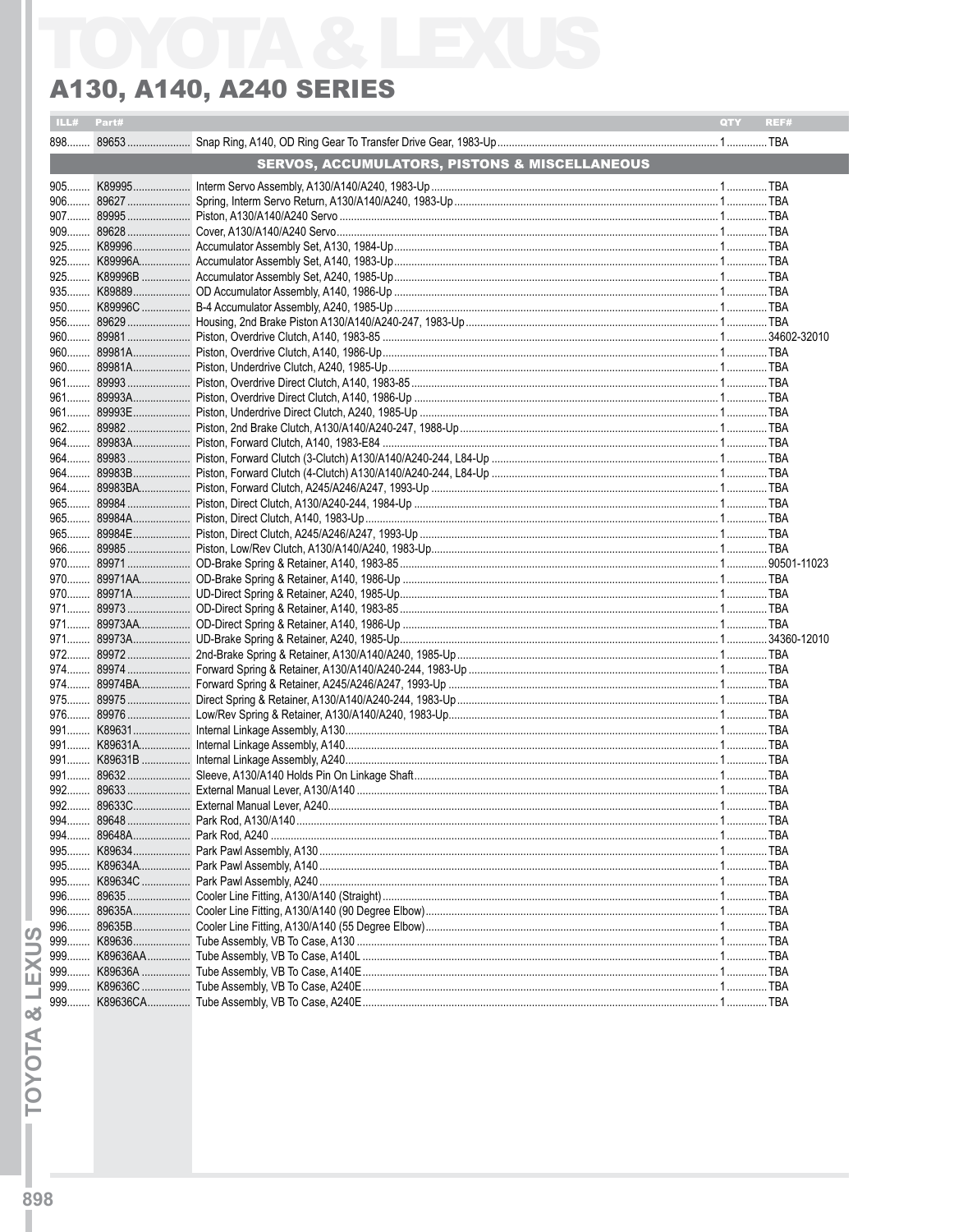# TOYOTA & LEXUS

## A130, A140, A240 SERIES

| ILL# | Part# | | QTY | REF# |
|---|---|---|---|---|
| 898 | 89653 | Snap Ring, A140, OD Ring Gear To Transfer Drive Gear, 1983-Up | 1 | TBA |
| | | **SERVOS, ACCUMULATORS, PISTONS & MISCELLANEOUS** | | |
| 905 | K89995 | Interm Servo Assembly, A130/A140/A240, 1983-Up | 1 | TBA |
| 906 | 89627 | Spring, Interm Servo Return, A130/A140/A240, 1983-Up | 1 | TBA |
| 907 | 89995 | Piston, A130/A140/A240 Servo | 1 | TBA |
| 909 | 89628 | Cover, A130/A140/A240 Servo | 1 | TBA |
| 925 | K89996 | Accumulator Assembly Set, A130, 1984-Up | 1 | TBA |
| 925 | K89996A | Accumulator Assembly Set, A140, 1983-Up | 1 | TBA |
| 925 | K89996B | Accumulator Assembly Set, A240, 1985-Up | 1 | TBA |
| 935 | K89889 | OD Accumulator Assembly, A140, 1986-Up | 1 | TBA |
| 950 | K89996C | B-4 Accumulator Assembly, A240, 1985-Up | 1 | TBA |
| 956 | 89629 | Housing, 2nd Brake Piston A130/A140/A240-247, 1983-Up | 1 | TBA |
| 960 | 89981 | Piston, Overdrive Clutch, A140, 1983-85 | 1 | 34602-32010 |
| 960 | 89981A | Piston, Overdrive Clutch, A140, 1986-Up | 1 | TBA |
| 960 | 89981A | Piston, Underdrive Clutch, A240, 1985-Up | 1 | TBA |
| 961 | 89993 | Piston, Overdrive Direct Clutch, A140, 1983-85 | 1 | TBA |
| 961 | 89993A | Piston, Overdrive Direct Clutch, A140, 1986-Up | 1 | TBA |
| 961 | 89993E | Piston, Underdrive Direct Clutch, A240, 1985-Up | 1 | TBA |
| 962 | 89982 | Piston, 2nd Brake Clutch, A130/A140/A240-247, 1988-Up | 1 | TBA |
| 964 | 89983A | Piston, Forward Clutch, A140, 1983-E84 | 1 | TBA |
| 964 | 89983 | Piston, Forward Clutch (3-Clutch) A130/A140/A240-244, L84-Up | 1 | TBA |
| 964 | 89983B | Piston, Forward Clutch (4-Clutch) A130/A140/A240-244, L84-Up | 1 | TBA |
| 964 | 89983BA | Piston, Forward Clutch, A245/A246/A247, 1993-Up | 1 | TBA |
| 965 | 89984 | Piston, Direct Clutch, A130/A240-244, 1984-Up | 1 | TBA |
| 965 | 89984A | Piston, Direct Clutch, A140, 1983-Up | 1 | TBA |
| 965 | 89984E | Piston, Direct Clutch, A245/A246/A247, 1993-Up | 1 | TBA |
| 966 | 89985 | Piston, Low/Rev Clutch, A130/A140/A240, 1983-Up | 1 | TBA |
| 970 | 89971 | OD-Brake Spring & Retainer, A140, 1983-85 | 1 | 90501-11023 |
| 970 | 89971AA | OD-Brake Spring & Retainer, A140, 1986-Up | 1 | TBA |
| 970 | 89971A | UD-Direct Spring & Retainer, A240, 1985-Up | 1 | TBA |
| 971 | 89973 | OD-Direct Spring & Retainer, A140, 1983-85 | 1 | TBA |
| 971 | 89973AA | OD-Direct Spring & Retainer, A140, 1986-Up | 1 | TBA |
| 971 | 89973A | UD-Brake Spring & Retainer, A240, 1985-Up | 1 | 34360-12010 |
| 972 | 89972 | 2nd-Brake Spring & Retainer, A130/A140/A240, 1985-Up | 1 | TBA |
| 974 | 89974 | Forward Spring & Retainer, A130/A140/A240-244, 1983-Up | 1 | TBA |
| 974 | 89974BA | Forward Spring & Retainer, A245/A246/A247, 1993-Up | 1 | TBA |
| 975 | 89975 | Direct Spring & Retainer, A130/A140/A240-244, 1983-Up | 1 | TBA |
| 976 | 89976 | Low/Rev Spring & Retainer, A130/A140/A240, 1983-Up | 1 | TBA |
| 991 | K89631 | Internal Linkage Assembly, A130 | 1 | TBA |
| 991 | K89631A | Internal Linkage Assembly, A140 | 1 | TBA |
| 991 | K89631B | Internal Linkage Assembly, A240 | 1 | TBA |
| 991 | 89632 | Sleeve, A130/A140 Holds Pin On Linkage Shaft | 1 | TBA |
| 992 | 89633 | External Manual Lever, A130/A140 | 1 | TBA |
| 992 | 89633C | External Manual Lever, A240 | 1 | TBA |
| 994 | 89648 | Park Rod, A130/A140 | 1 | TBA |
| 994 | 89648A | Park Rod, A240 | 1 | TBA |
| 995 | K89634 | Park Pawl Assembly, A130 | 1 | TBA |
| 995 | K89634A | Park Pawl Assembly, A140 | 1 | TBA |
| 995 | K89634C | Park Pawl Assembly, A240 | 1 | TBA |
| 996 | 89635 | Cooler Line Fitting, A130/A140 (Straight) | 1 | TBA |
| 996 | 89635A | Cooler Line Fitting, A130/A140 (90 Degree Elbow) | 1 | TBA |
| 996 | 89635B | Cooler Line Fitting, A130/A140 (55 Degree Elbow) | 1 | TBA |
| 999 | K89636 | Tube Assembly, VB To Case, A130 | 1 | TBA |
| 999 | K89636AA | Tube Assembly, VB To Case, A140L | 1 | TBA |
| 999 | K89636A | Tube Assembly, VB To Case, A140E | 1 | TBA |
| 999 | K89636C | Tube Assembly, VB To Case, A240E | 1 | TBA |
| 999 | K89636CA | Tube Assembly, VB To Case, A240E | 1 | TBA |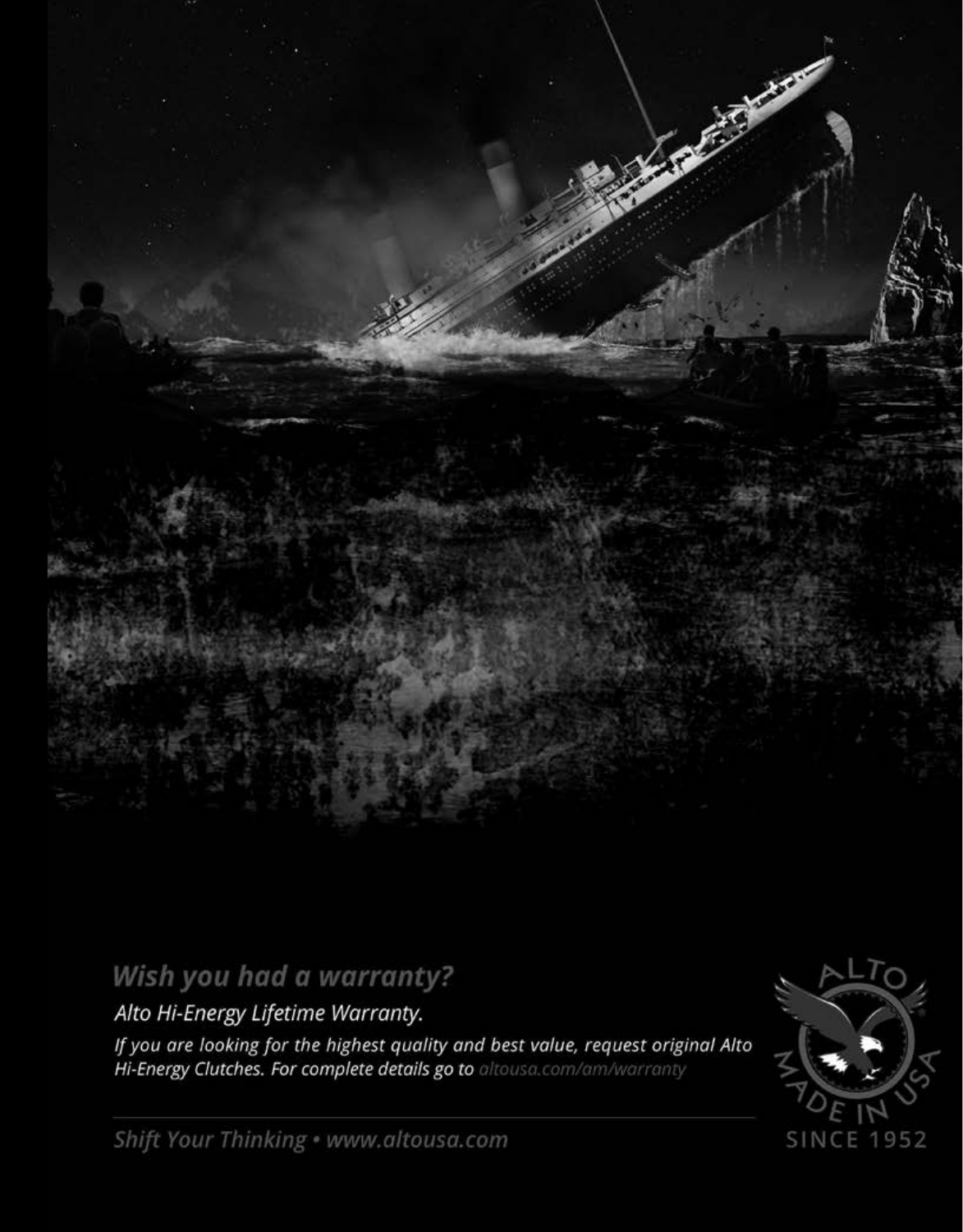## *Wish you had a warranty?*

*Alto Hi-Energy Lifetime Warranty.*

*If you are looking for the highest quality and best value, request original Alto Hi-Energy Clutches. For complete details go to altousa.com/am/warranty*

*Shift Your Thinking • www.altousa.com*

ALTO MADE IN USA SINCE 1952